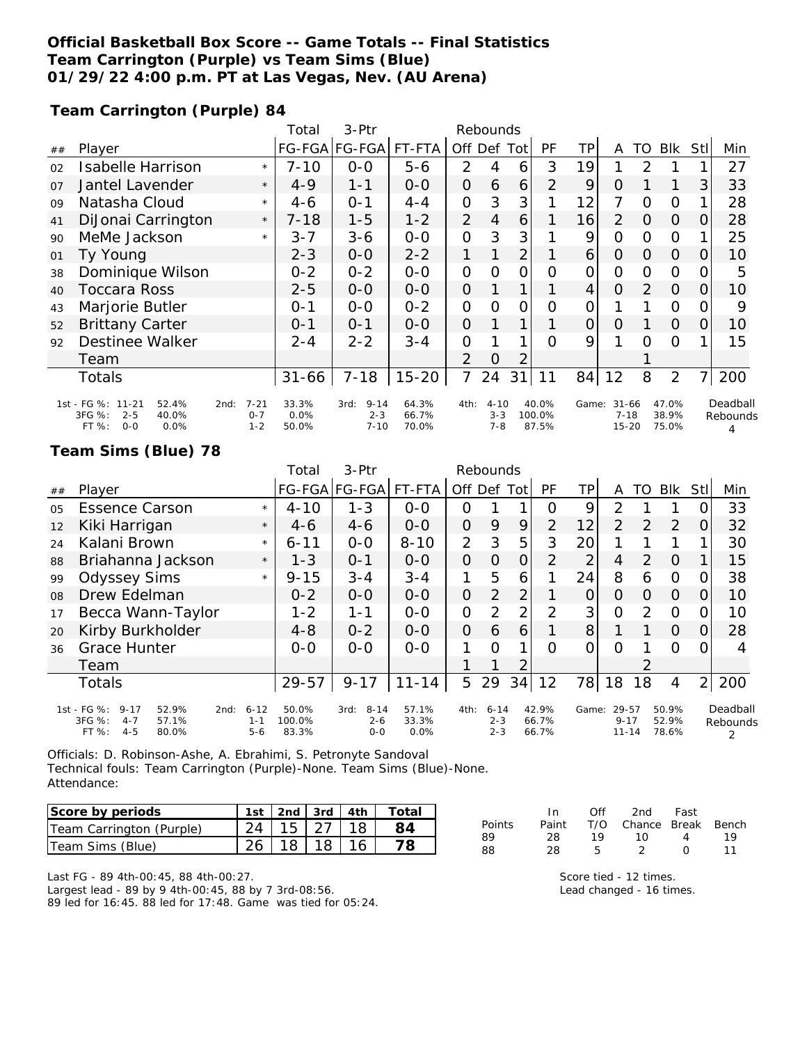**Official Basketball Box Score -- Game Totals -- Final Statistics**
**Team Carrington (Purple) vs Team Sims (Blue)**
**01/29/22 4:00 p.m. PT at Las Vegas, Nev. (AU Arena)**

## Team Carrington (Purple) 84

| ## | Player | | Total FG-FGA | 3-Ptr FG-FGA | FT-FTA | Rebounds Off | Def | Tot | PF | TP | A | TO | Blk | Stl | Min |
|---|---|---|---|---|---|---|---|---|---|---|---|---|---|---|---|
| 02 | Isabelle Harrison | * | 7-10 | 0-0 | 5-6 | 2 | 4 | 6 | 3 | 19 | 1 | 2 | 1 | 1 | 27 |
| 07 | Jantel Lavender | * | 4-9 | 1-1 | 0-0 | 0 | 6 | 6 | 2 | 9 | 0 | 1 | 1 | 3 | 33 |
| 09 | Natasha Cloud | * | 4-6 | 0-1 | 4-4 | 0 | 3 | 3 | 1 | 12 | 7 | 0 | 0 | 1 | 28 |
| 41 | DiJonai Carrington | * | 7-18 | 1-5 | 1-2 | 2 | 4 | 6 | 1 | 16 | 2 | 0 | 0 | 0 | 28 |
| 90 | MeMe Jackson | * | 3-7 | 3-6 | 0-0 | 0 | 3 | 3 | 1 | 9 | 0 | 0 | 0 | 1 | 25 |
| 01 | Ty Young | | 2-3 | 0-0 | 2-2 | 1 | 1 | 2 | 1 | 6 | 0 | 0 | 0 | 0 | 10 |
| 38 | Dominique Wilson | | 0-2 | 0-2 | 0-0 | 0 | 0 | 0 | 0 | 0 | 0 | 0 | 0 | 0 | 5 |
| 40 | Toccara Ross | | 2-5 | 0-0 | 0-0 | 0 | 1 | 1 | 1 | 4 | 0 | 2 | 0 | 0 | 10 |
| 43 | Marjorie Butler | | 0-1 | 0-0 | 0-2 | 0 | 0 | 0 | 0 | 0 | 1 | 1 | 0 | 0 | 9 |
| 52 | Brittany Carter | | 0-1 | 0-1 | 0-0 | 0 | 1 | 1 | 1 | 0 | 0 | 1 | 0 | 0 | 10 |
| 92 | Destinee Walker | | 2-4 | 2-2 | 3-4 | 0 | 1 | 1 | 0 | 9 | 1 | 0 | 0 | 1 | 15 |
| | Team | | | | | 2 | 0 | 2 | | | | 1 | | | |
| | Totals | | 31-66 | 7-18 | 15-20 | 7 | 24 | 31 | 11 | 84 | 12 | 8 | 2 | 7 | 200 |

| | 1st | 2nd | 3rd | 4th | Game |
|---|---|---|---|---|---|
| FG % | 11-21 52.4% | 7-21 33.3% | 9-14 64.3% | 4-10 40.0% | 31-66 47.0% |
| 3FG % | 2-5 40.0% | 0-7 0.0% | 2-3 66.7% | 3-3 100.0% | 7-18 38.9% |
| FT % | 0-0 0.0% | 1-2 50.0% | 7-10 70.0% | 7-8 87.5% | 15-20 75.0% |

Deadball Rebounds: 4

## Team Sims (Blue) 78

| ## | Player | | Total FG-FGA | 3-Ptr FG-FGA | FT-FTA | Rebounds Off | Def | Tot | PF | TP | A | TO | Blk | Stl | Min |
|---|---|---|---|---|---|---|---|---|---|---|---|---|---|---|---|
| 05 | Essence Carson | * | 4-10 | 1-3 | 0-0 | 0 | 1 | 1 | 0 | 9 | 2 | 1 | 1 | 0 | 33 |
| 12 | Kiki Harrigan | * | 4-6 | 4-6 | 0-0 | 0 | 9 | 9 | 2 | 12 | 2 | 2 | 2 | 0 | 32 |
| 24 | Kalani Brown | * | 6-11 | 0-0 | 8-10 | 2 | 3 | 5 | 3 | 20 | 1 | 1 | 1 | 1 | 30 |
| 88 | Briahanna Jackson | * | 1-3 | 0-1 | 0-0 | 0 | 0 | 0 | 2 | 2 | 4 | 2 | 0 | 1 | 15 |
| 99 | Odyssey Sims | * | 9-15 | 3-4 | 3-4 | 1 | 5 | 6 | 1 | 24 | 8 | 6 | 0 | 0 | 38 |
| 08 | Drew Edelman | | 0-2 | 0-0 | 0-0 | 0 | 2 | 2 | 1 | 0 | 0 | 0 | 0 | 0 | 10 |
| 17 | Becca Wann-Taylor | | 1-2 | 1-1 | 0-0 | 0 | 2 | 2 | 2 | 3 | 0 | 2 | 0 | 0 | 10 |
| 20 | Kirby Burkholder | | 4-8 | 0-2 | 0-0 | 0 | 6 | 6 | 1 | 8 | 1 | 1 | 0 | 0 | 28 |
| 36 | Grace Hunter | | 0-0 | 0-0 | 0-0 | 1 | 0 | 1 | 0 | 0 | 0 | 1 | 0 | 0 | 4 |
| | Team | | | | | 1 | 1 | 2 | | | | 2 | | | |
| | Totals | | 29-57 | 9-17 | 11-14 | 5 | 29 | 34 | 12 | 78 | 18 | 18 | 4 | 2 | 200 |

| | 1st | 2nd | 3rd | 4th | Game |
|---|---|---|---|---|---|
| FG % | 9-17 52.9% | 6-12 50.0% | 8-14 57.1% | 6-14 42.9% | 29-57 50.9% |
| 3FG % | 4-7 57.1% | 1-1 100.0% | 2-6 33.3% | 2-3 66.7% | 9-17 52.9% |
| FT % | 4-5 80.0% | 5-6 83.3% | 0-0 0.0% | 2-3 66.7% | 11-14 78.6% |

Deadball Rebounds: 2

Officials: D. Robinson-Ashe, A. Ebrahimi, S. Petronyte Sandoval
Technical fouls: Team Carrington (Purple)-None. Team Sims (Blue)-None.
Attendance:

| Score by periods | 1st | 2nd | 3rd | 4th | Total |
|---|---|---|---|---|---|
| Team Carrington (Purple) | 24 | 15 | 27 | 18 | 84 |
| Team Sims (Blue) | 26 | 18 | 18 | 16 | 78 |

| Points | In Paint | Off T/O | 2nd Chance | Fast Break | Bench |
|---|---|---|---|---|---|
| 89 | 28 | 19 | 10 | 4 | 19 |
| 88 | 28 | 5 | 2 | 0 | 11 |

Last FG - 89 4th-00:45, 88 4th-00:27.
Largest lead - 89 by 9 4th-00:45, 88 by 7 3rd-08:56.
89 led for 16:45. 88 led for 17:48. Game was tied for 05:24.

Score tied - 12 times.
Lead changed - 16 times.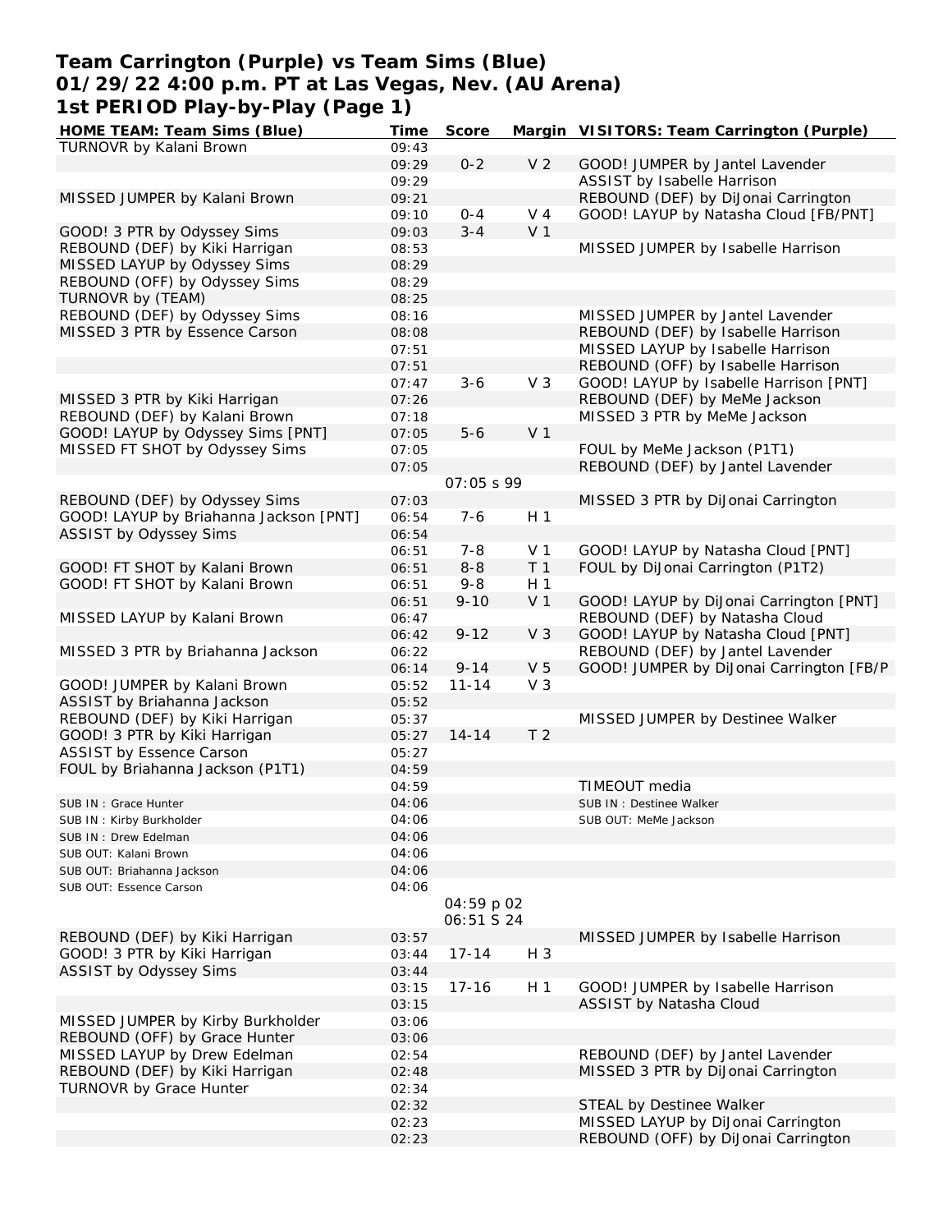# Team Carrington (Purple) vs Team Sims (Blue)
## 01/29/22 4:00 p.m. PT at Las Vegas, Nev. (AU Arena)
## 1st PERIOD Play-by-Play (Page 1)

| HOME TEAM: Team Sims (Blue) | Time | Score | Margin | VISITORS: Team Carrington (Purple) |
|---|---|---|---|---|
| TURNOVR by Kalani Brown | 09:43 | | | |
| | 09:29 | 0-2 | V 2 | GOOD! JUMPER by Jantel Lavender |
| | 09:29 | | | ASSIST by Isabelle Harrison |
| MISSED JUMPER by Kalani Brown | 09:21 | | | REBOUND (DEF) by DiJonai Carrington |
| | 09:10 | 0-4 | V 4 | GOOD! LAYUP by Natasha Cloud [FB/PNT] |
| GOOD! 3 PTR by Odyssey Sims | 09:03 | 3-4 | V 1 | |
| REBOUND (DEF) by Kiki Harrigan | 08:53 | | | MISSED JUMPER by Isabelle Harrison |
| MISSED LAYUP by Odyssey Sims | 08:29 | | | |
| REBOUND (OFF) by Odyssey Sims | 08:29 | | | |
| TURNOVR by (TEAM) | 08:25 | | | |
| REBOUND (DEF) by Odyssey Sims | 08:16 | | | MISSED JUMPER by Jantel Lavender |
| MISSED 3 PTR by Essence Carson | 08:08 | | | REBOUND (DEF) by Isabelle Harrison |
| | 07:51 | | | MISSED LAYUP by Isabelle Harrison |
| | 07:51 | | | REBOUND (OFF) by Isabelle Harrison |
| | 07:47 | 3-6 | V 3 | GOOD! LAYUP by Isabelle Harrison [PNT] |
| MISSED 3 PTR by Kiki Harrigan | 07:26 | | | REBOUND (DEF) by MeMe Jackson |
| REBOUND (DEF) by Kalani Brown | 07:18 | | | MISSED 3 PTR by MeMe Jackson |
| GOOD! LAYUP by Odyssey Sims [PNT] | 07:05 | 5-6 | V 1 | |
| MISSED FT SHOT by Odyssey Sims | 07:05 | | | FOUL by MeMe Jackson (P1T1) |
| | 07:05 | | | REBOUND (DEF) by Jantel Lavender |
| | | 07:05 s 99 | | |
| REBOUND (DEF) by Odyssey Sims | 07:03 | | | MISSED 3 PTR by DiJonai Carrington |
| GOOD! LAYUP by Briahanna Jackson [PNT] | 06:54 | 7-6 | H 1 | |
| ASSIST by Odyssey Sims | 06:54 | | | |
| | 06:51 | 7-8 | V 1 | GOOD! LAYUP by Natasha Cloud [PNT] |
| GOOD! FT SHOT by Kalani Brown | 06:51 | 8-8 | T 1 | FOUL by DiJonai Carrington (P1T2) |
| GOOD! FT SHOT by Kalani Brown | 06:51 | 9-8 | H 1 | |
| | 06:51 | 9-10 | V 1 | GOOD! LAYUP by DiJonai Carrington [PNT] |
| MISSED LAYUP by Kalani Brown | 06:47 | | | REBOUND (DEF) by Natasha Cloud |
| | 06:42 | 9-12 | V 3 | GOOD! LAYUP by Natasha Cloud [PNT] |
| MISSED 3 PTR by Briahanna Jackson | 06:22 | | | REBOUND (DEF) by Jantel Lavender |
| | 06:14 | 9-14 | V 5 | GOOD! JUMPER by DiJonai Carrington [FB/P |
| GOOD! JUMPER by Kalani Brown | 05:52 | 11-14 | V 3 | |
| ASSIST by Briahanna Jackson | 05:52 | | | |
| REBOUND (DEF) by Kiki Harrigan | 05:37 | | | MISSED JUMPER by Destinee Walker |
| GOOD! 3 PTR by Kiki Harrigan | 05:27 | 14-14 | T 2 | |
| ASSIST by Essence Carson | 05:27 | | | |
| FOUL by Briahanna Jackson (P1T1) | 04:59 | | | |
| | 04:59 | | | TIMEOUT media |
| SUB IN : Grace Hunter | 04:06 | | | SUB IN : Destinee Walker |
| SUB IN : Kirby Burkholder | 04:06 | | | SUB OUT: MeMe Jackson |
| SUB IN : Drew Edelman | 04:06 | | | |
| SUB OUT: Kalani Brown | 04:06 | | | |
| SUB OUT: Briahanna Jackson | 04:06 | | | |
| SUB OUT: Essence Carson | 04:06 | | | |
| | | 04:59 p 02<br>06:51 S 24 | | |
| REBOUND (DEF) by Kiki Harrigan | 03:57 | | | MISSED JUMPER by Isabelle Harrison |
| GOOD! 3 PTR by Kiki Harrigan | 03:44 | 17-14 | H 3 | |
| ASSIST by Odyssey Sims | 03:44 | | | |
| | 03:15 | 17-16 | H 1 | GOOD! JUMPER by Isabelle Harrison |
| | 03:15 | | | ASSIST by Natasha Cloud |
| MISSED JUMPER by Kirby Burkholder | 03:06 | | | |
| REBOUND (OFF) by Grace Hunter | 03:06 | | | |
| MISSED LAYUP by Drew Edelman | 02:54 | | | REBOUND (DEF) by Jantel Lavender |
| REBOUND (DEF) by Kiki Harrigan | 02:48 | | | MISSED 3 PTR by DiJonai Carrington |
| TURNOVR by Grace Hunter | 02:34 | | | |
| | 02:32 | | | STEAL by Destinee Walker |
| | 02:23 | | | MISSED LAYUP by DiJonai Carrington |
| | 02:23 | | | REBOUND (OFF) by DiJonai Carrington |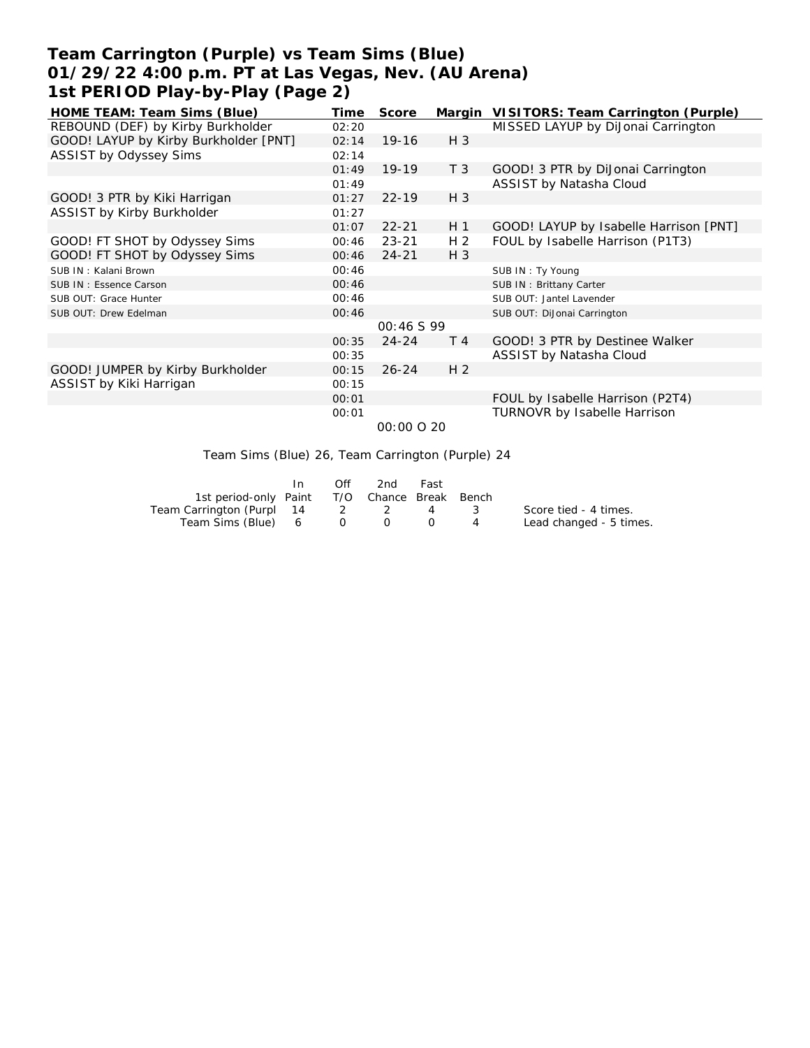# Team Carrington (Purple) vs Team Sims (Blue)
# 01/29/22 4:00 p.m. PT at Las Vegas, Nev. (AU Arena)
# 1st PERIOD Play-by-Play (Page 2)

| HOME TEAM: Team Sims (Blue) | Time | Score | Margin | VISITORS: Team Carrington (Purple) |
|---|---|---|---|---|
| REBOUND (DEF) by Kirby Burkholder | 02:20 | | | MISSED LAYUP by DiJonai Carrington |
| GOOD! LAYUP by Kirby Burkholder [PNT] | 02:14 | 19-16 | H 3 | |
| ASSIST by Odyssey Sims | 02:14 | | | |
| | 01:49 | 19-19 | T 3 | GOOD! 3 PTR by DiJonai Carrington |
| | 01:49 | | | ASSIST by Natasha Cloud |
| GOOD! 3 PTR by Kiki Harrigan | 01:27 | 22-19 | H 3 | |
| ASSIST by Kirby Burkholder | 01:27 | | | |
| | 01:07 | 22-21 | H 1 | GOOD! LAYUP by Isabelle Harrison [PNT] |
| GOOD! FT SHOT by Odyssey Sims | 00:46 | 23-21 | H 2 | FOUL by Isabelle Harrison (P1T3) |
| GOOD! FT SHOT by Odyssey Sims | 00:46 | 24-21 | H 3 | |
| SUB IN : Kalani Brown | 00:46 | | | SUB IN : Ty Young |
| SUB IN : Essence Carson | 00:46 | | | SUB IN : Brittany Carter |
| SUB OUT: Grace Hunter | 00:46 | | | SUB OUT: Jantel Lavender |
| SUB OUT: Drew Edelman | 00:46 | | | SUB OUT: DiJonai Carrington |
| | | 00:46 S 99 | | |
| | 00:35 | 24-24 | T 4 | GOOD! 3 PTR by Destinee Walker |
| | 00:35 | | | ASSIST by Natasha Cloud |
| GOOD! JUMPER by Kirby Burkholder | 00:15 | 26-24 | H 2 | |
| ASSIST by Kiki Harrigan | 00:15 | | | |
| | 00:01 | | | FOUL by Isabelle Harrison (P2T4) |
| | 00:01 | | | TURNOVR by Isabelle Harrison |
| | | 00:00 O 20 | | |

Team Sims (Blue) 26, Team Carrington (Purple) 24

| 1st period-only | In Paint | Off T/O | 2nd Chance | Fast Break | Bench |
|---|---|---|---|---|---|
| Team Carrington (Purpl | 14 | 2 | 2 | 4 | 3 |
| Team Sims (Blue) | 6 | 0 | 0 | 0 | 4 |

Score tied - 4 times.
Lead changed - 5 times.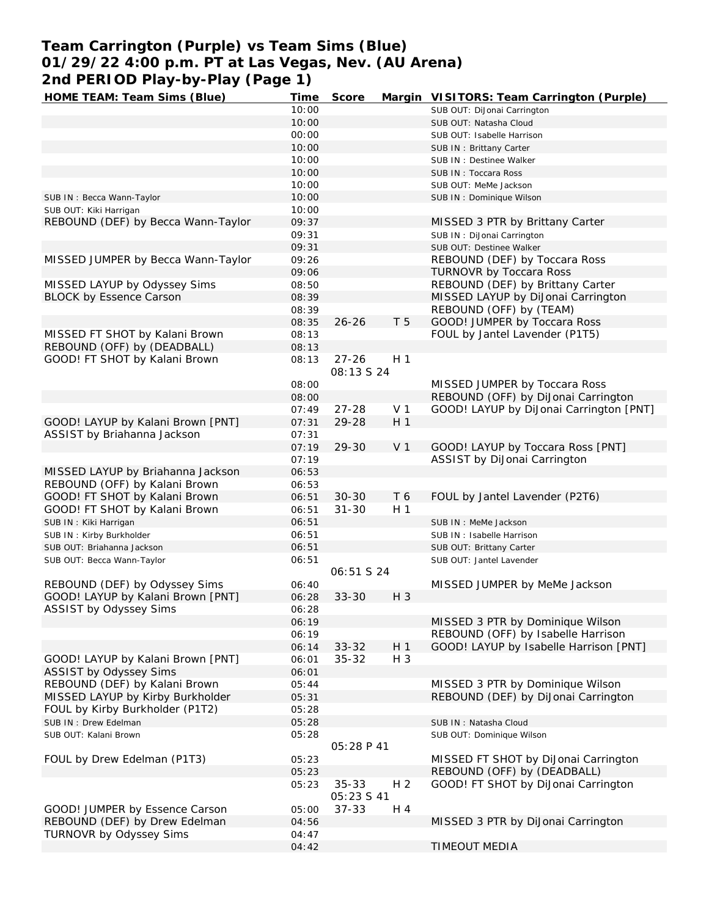# Team Carrington (Purple) vs Team Sims (Blue)
## 01/29/22 4:00 p.m. PT at Las Vegas, Nev. (AU Arena)
## 2nd PERIOD Play-by-Play (Page 1)

| HOME TEAM: Team Sims (Blue) | Time | Score | Margin | VISITORS: Team Carrington (Purple) |
|---|---|---|---|---|
| | 10:00 | | | SUB OUT: DiJonai Carrington |
| | 10:00 | | | SUB OUT: Natasha Cloud |
| | 00:00 | | | SUB OUT: Isabelle Harrison |
| | 10:00 | | | SUB IN : Brittany Carter |
| | 10:00 | | | SUB IN : Destinee Walker |
| | 10:00 | | | SUB IN : Toccara Ross |
| | 10:00 | | | SUB OUT: MeMe Jackson |
| SUB IN : Becca Wann-Taylor | 10:00 | | | SUB IN : Dominique Wilson |
| SUB OUT: Kiki Harrigan | 10:00 | | | |
| REBOUND (DEF) by Becca Wann-Taylor | 09:37 | | | MISSED 3 PTR by Brittany Carter |
| | 09:31 | | | SUB IN : DiJonai Carrington |
| | 09:31 | | | SUB OUT: Destinee Walker |
| MISSED JUMPER by Becca Wann-Taylor | 09:26 | | | REBOUND (DEF) by Toccara Ross |
| | 09:06 | | | TURNOVR by Toccara Ross |
| MISSED LAYUP by Odyssey Sims | 08:50 | | | REBOUND (DEF) by Brittany Carter |
| BLOCK by Essence Carson | 08:39 | | | MISSED LAYUP by DiJonai Carrington |
| | 08:39 | | | REBOUND (OFF) by (TEAM) |
| | 08:35 | 26-26 | T 5 | GOOD! JUMPER by Toccara Ross |
| MISSED FT SHOT by Kalani Brown | 08:13 | | | FOUL by Jantel Lavender (P1T5) |
| REBOUND (OFF) by (DEADBALL) | 08:13 | | | |
| GOOD! FT SHOT by Kalani Brown | 08:13 | 27-26 | H 1 | |
| | | 08:13 S 24 | | |
| | 08:00 | | | MISSED JUMPER by Toccara Ross |
| | 08:00 | | | REBOUND (OFF) by DiJonai Carrington |
| | 07:49 | 27-28 | V 1 | GOOD! LAYUP by DiJonai Carrington [PNT] |
| GOOD! LAYUP by Kalani Brown [PNT] | 07:31 | 29-28 | H 1 | |
| ASSIST by Briahanna Jackson | 07:31 | | | |
| | 07:19 | 29-30 | V 1 | GOOD! LAYUP by Toccara Ross [PNT] |
| | 07:19 | | | ASSIST by DiJonai Carrington |
| MISSED LAYUP by Briahanna Jackson | 06:53 | | | |
| REBOUND (OFF) by Kalani Brown | 06:53 | | | |
| GOOD! FT SHOT by Kalani Brown | 06:51 | 30-30 | T 6 | FOUL by Jantel Lavender (P2T6) |
| GOOD! FT SHOT by Kalani Brown | 06:51 | 31-30 | H 1 | |
| SUB IN : Kiki Harrigan | 06:51 | | | SUB IN : MeMe Jackson |
| SUB IN : Kirby Burkholder | 06:51 | | | SUB IN : Isabelle Harrison |
| SUB OUT: Briahanna Jackson | 06:51 | | | SUB OUT: Brittany Carter |
| SUB OUT: Becca Wann-Taylor | 06:51 | | | SUB OUT: Jantel Lavender |
| | | 06:51 S 24 | | |
| REBOUND (DEF) by Odyssey Sims | 06:40 | | | MISSED JUMPER by MeMe Jackson |
| GOOD! LAYUP by Kalani Brown [PNT] | 06:28 | 33-30 | H 3 | |
| ASSIST by Odyssey Sims | 06:28 | | | |
| | 06:19 | | | MISSED 3 PTR by Dominique Wilson |
| | 06:19 | | | REBOUND (OFF) by Isabelle Harrison |
| | 06:14 | 33-32 | H 1 | GOOD! LAYUP by Isabelle Harrison [PNT] |
| GOOD! LAYUP by Kalani Brown [PNT] | 06:01 | 35-32 | H 3 | |
| ASSIST by Odyssey Sims | 06:01 | | | |
| REBOUND (DEF) by Kalani Brown | 05:44 | | | MISSED 3 PTR by Dominique Wilson |
| MISSED LAYUP by Kirby Burkholder | 05:31 | | | REBOUND (DEF) by DiJonai Carrington |
| FOUL by Kirby Burkholder (P1T2) | 05:28 | | | |
| SUB IN : Drew Edelman | 05:28 | | | SUB IN : Natasha Cloud |
| SUB OUT: Kalani Brown | 05:28 | | | SUB OUT: Dominique Wilson |
| | | 05:28 P 41 | | |
| FOUL by Drew Edelman (P1T3) | 05:23 | | | MISSED FT SHOT by DiJonai Carrington |
| | 05:23 | | | REBOUND (OFF) by (DEADBALL) |
| | 05:23 | 35-33 | H 2 | GOOD! FT SHOT by DiJonai Carrington |
| | | 05:23 S 41 | | |
| GOOD! JUMPER by Essence Carson | 05:00 | 37-33 | H 4 | |
| REBOUND (DEF) by Drew Edelman | 04:56 | | | MISSED 3 PTR by DiJonai Carrington |
| TURNOVR by Odyssey Sims | 04:47 | | | |
| | 04:42 | | | TIMEOUT MEDIA |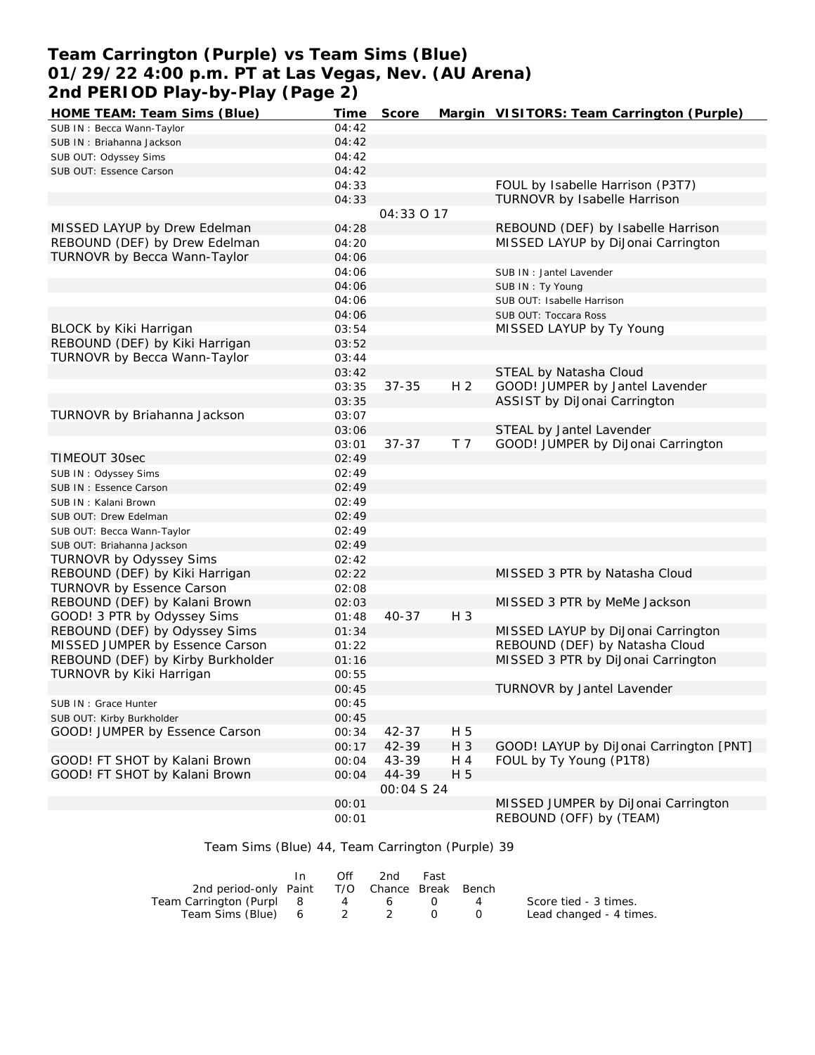# Team Carrington (Purple) vs Team Sims (Blue)
## 01/29/22 4:00 p.m. PT at Las Vegas, Nev. (AU Arena)
## 2nd PERIOD Play-by-Play (Page 2)

| HOME TEAM: Team Sims (Blue) | Time | Score | Margin | VISITORS: Team Carrington (Purple) |
|---|---|---|---|---|
| SUB IN : Becca Wann-Taylor | 04:42 | | | |
| SUB IN : Briahanna Jackson | 04:42 | | | |
| SUB OUT: Odyssey Sims | 04:42 | | | |
| SUB OUT: Essence Carson | 04:42 | | | |
| | 04:33 | | | FOUL by Isabelle Harrison (P3T7) |
| | 04:33 | | | TURNOVR by Isabelle Harrison |
| | | 04:33 O 17 | | |
| MISSED LAYUP by Drew Edelman | 04:28 | | | REBOUND (DEF) by Isabelle Harrison |
| REBOUND (DEF) by Drew Edelman | 04:20 | | | MISSED LAYUP by DiJonai Carrington |
| TURNOVR by Becca Wann-Taylor | 04:06 | | | |
| | 04:06 | | | SUB IN : Jantel Lavender |
| | 04:06 | | | SUB IN : Ty Young |
| | 04:06 | | | SUB OUT: Isabelle Harrison |
| | 04:06 | | | SUB OUT: Toccara Ross |
| BLOCK by Kiki Harrigan | 03:54 | | | MISSED LAYUP by Ty Young |
| REBOUND (DEF) by Kiki Harrigan | 03:52 | | | |
| TURNOVR by Becca Wann-Taylor | 03:44 | | | |
| | 03:42 | | | STEAL by Natasha Cloud |
| | 03:35 | 37-35 | H 2 | GOOD! JUMPER by Jantel Lavender |
| | 03:35 | | | ASSIST by DiJonai Carrington |
| TURNOVR by Briahanna Jackson | 03:07 | | | |
| | 03:06 | | | STEAL by Jantel Lavender |
| | 03:01 | 37-37 | T 7 | GOOD! JUMPER by DiJonai Carrington |
| TIMEOUT 30sec | 02:49 | | | |
| SUB IN : Odyssey Sims | 02:49 | | | |
| SUB IN : Essence Carson | 02:49 | | | |
| SUB IN : Kalani Brown | 02:49 | | | |
| SUB OUT: Drew Edelman | 02:49 | | | |
| SUB OUT: Becca Wann-Taylor | 02:49 | | | |
| SUB OUT: Briahanna Jackson | 02:49 | | | |
| TURNOVR by Odyssey Sims | 02:42 | | | |
| REBOUND (DEF) by Kiki Harrigan | 02:22 | | | MISSED 3 PTR by Natasha Cloud |
| TURNOVR by Essence Carson | 02:08 | | | |
| REBOUND (DEF) by Kalani Brown | 02:03 | | | MISSED 3 PTR by MeMe Jackson |
| GOOD! 3 PTR by Odyssey Sims | 01:48 | 40-37 | H 3 | |
| REBOUND (DEF) by Odyssey Sims | 01:34 | | | MISSED LAYUP by DiJonai Carrington |
| MISSED JUMPER by Essence Carson | 01:22 | | | REBOUND (DEF) by Natasha Cloud |
| REBOUND (DEF) by Kirby Burkholder | 01:16 | | | MISSED 3 PTR by DiJonai Carrington |
| TURNOVR by Kiki Harrigan | 00:55 | | | |
| | 00:45 | | | TURNOVR by Jantel Lavender |
| SUB IN : Grace Hunter | 00:45 | | | |
| SUB OUT: Kirby Burkholder | 00:45 | | | |
| GOOD! JUMPER by Essence Carson | 00:34 | 42-37 | H 5 | |
| | 00:17 | 42-39 | H 3 | GOOD! LAYUP by DiJonai Carrington [PNT] |
| GOOD! FT SHOT by Kalani Brown | 00:04 | 43-39 | H 4 | FOUL by Ty Young (P1T8) |
| GOOD! FT SHOT by Kalani Brown | 00:04 | 44-39 | H 5 | |
| | | 00:04 S 24 | | |
| | 00:01 | | | MISSED JUMPER by DiJonai Carrington |
| | 00:01 | | | REBOUND (OFF) by (TEAM) |

Team Sims (Blue) 44, Team Carrington (Purple) 39

| 2nd period-only | In Paint | Off T/O | 2nd Chance | Fast Break | Bench |
|---|---|---|---|---|---|
| Team Carrington (Purpl | 8 | 4 | 6 | 0 | 4 |
| Team Sims (Blue) | 6 | 2 | 2 | 0 | 0 |

Score tied - 3 times.
Lead changed - 4 times.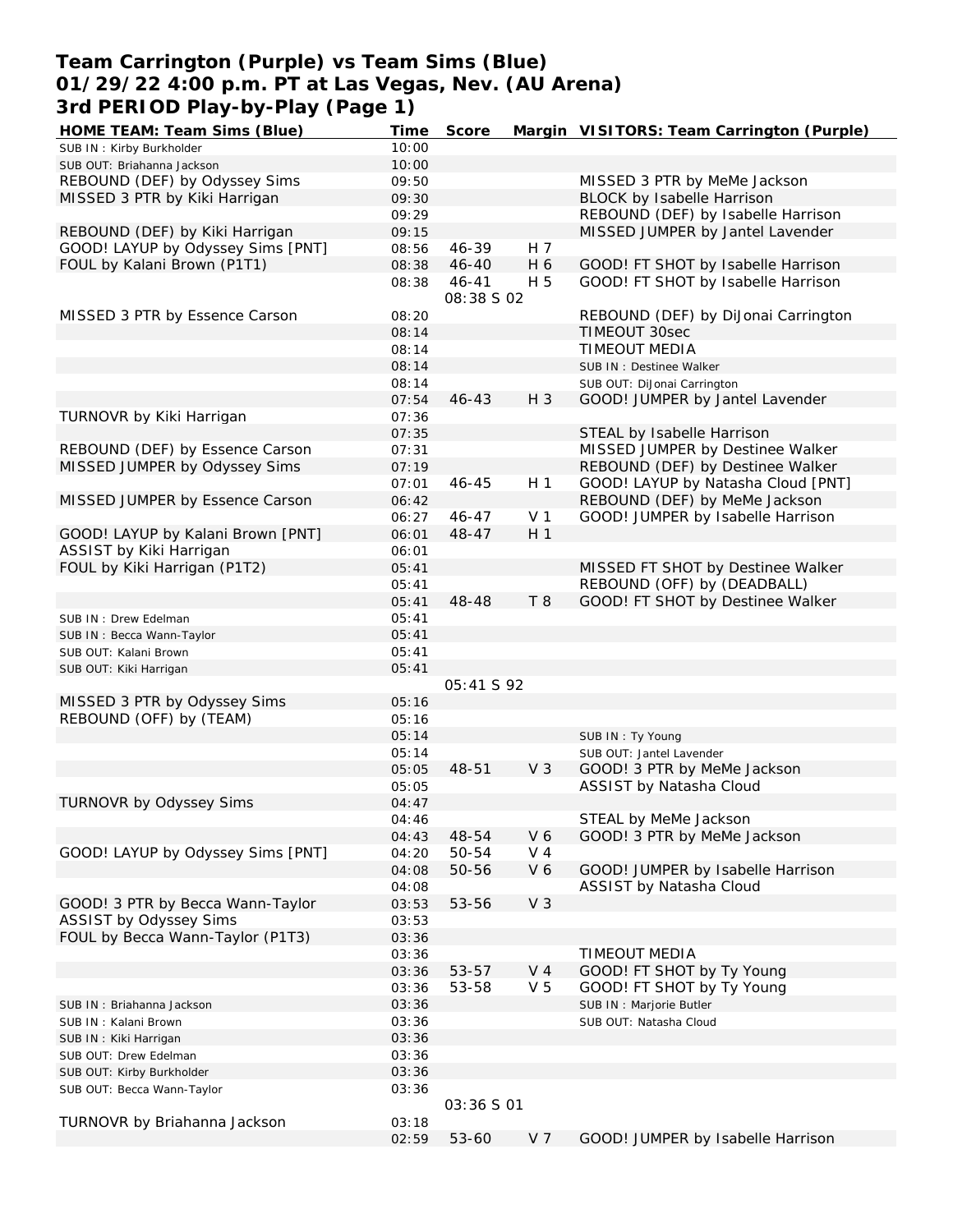# Team Carrington (Purple) vs Team Sims (Blue)
## 01/29/22 4:00 p.m. PT at Las Vegas, Nev. (AU Arena)
### 3rd PERIOD Play-by-Play (Page 1)

| HOME TEAM: Team Sims (Blue) | Time | Score | Margin | VISITORS: Team Carrington (Purple) |
|---|---|---|---|---|
| SUB IN : Kirby Burkholder | 10:00 | | | |
| SUB OUT: Briahanna Jackson | 10:00 | | | |
| REBOUND (DEF) by Odyssey Sims | 09:50 | | | MISSED 3 PTR by MeMe Jackson |
| MISSED 3 PTR by Kiki Harrigan | 09:30 | | | BLOCK by Isabelle Harrison |
| | 09:29 | | | REBOUND (DEF) by Isabelle Harrison |
| REBOUND (DEF) by Kiki Harrigan | 09:15 | | | MISSED JUMPER by Jantel Lavender |
| GOOD! LAYUP by Odyssey Sims [PNT] | 08:56 | 46-39 | H 7 | |
| FOUL by Kalani Brown (P1T1) | 08:38 | 46-40 | H 6 | GOOD! FT SHOT by Isabelle Harrison |
| | 08:38 | 46-41 | H 5 | GOOD! FT SHOT by Isabelle Harrison |
| | | 08:38 S 02 | | |
| MISSED 3 PTR by Essence Carson | 08:20 | | | REBOUND (DEF) by DiJonai Carrington |
| | 08:14 | | | TIMEOUT 30sec |
| | 08:14 | | | TIMEOUT MEDIA |
| | 08:14 | | | SUB IN : Destinee Walker |
| | 08:14 | | | SUB OUT: DiJonai Carrington |
| | 07:54 | 46-43 | H 3 | GOOD! JUMPER by Jantel Lavender |
| TURNOVR by Kiki Harrigan | 07:36 | | | |
| | 07:35 | | | STEAL by Isabelle Harrison |
| REBOUND (DEF) by Essence Carson | 07:31 | | | MISSED JUMPER by Destinee Walker |
| MISSED JUMPER by Odyssey Sims | 07:19 | | | REBOUND (DEF) by Destinee Walker |
| | 07:01 | 46-45 | H 1 | GOOD! LAYUP by Natasha Cloud [PNT] |
| MISSED JUMPER by Essence Carson | 06:42 | | | REBOUND (DEF) by MeMe Jackson |
| | 06:27 | 46-47 | V 1 | GOOD! JUMPER by Isabelle Harrison |
| GOOD! LAYUP by Kalani Brown [PNT] | 06:01 | 48-47 | H 1 | |
| ASSIST by Kiki Harrigan | 06:01 | | | |
| FOUL by Kiki Harrigan (P1T2) | 05:41 | | | MISSED FT SHOT by Destinee Walker |
| | 05:41 | | | REBOUND (OFF) by (DEADBALL) |
| | 05:41 | 48-48 | T 8 | GOOD! FT SHOT by Destinee Walker |
| SUB IN : Drew Edelman | 05:41 | | | |
| SUB IN : Becca Wann-Taylor | 05:41 | | | |
| SUB OUT: Kalani Brown | 05:41 | | | |
| SUB OUT: Kiki Harrigan | 05:41 | | | |
| | | 05:41 S 92 | | |
| MISSED 3 PTR by Odyssey Sims | 05:16 | | | |
| REBOUND (OFF) by (TEAM) | 05:16 | | | |
| | 05:14 | | | SUB IN : Ty Young |
| | 05:14 | | | SUB OUT: Jantel Lavender |
| | 05:05 | 48-51 | V 3 | GOOD! 3 PTR by MeMe Jackson |
| | 05:05 | | | ASSIST by Natasha Cloud |
| TURNOVR by Odyssey Sims | 04:47 | | | |
| | 04:46 | | | STEAL by MeMe Jackson |
| | 04:43 | 48-54 | V 6 | GOOD! 3 PTR by MeMe Jackson |
| GOOD! LAYUP by Odyssey Sims [PNT] | 04:20 | 50-54 | V 4 | |
| | 04:08 | 50-56 | V 6 | GOOD! JUMPER by Isabelle Harrison |
| | 04:08 | | | ASSIST by Natasha Cloud |
| GOOD! 3 PTR by Becca Wann-Taylor | 03:53 | 53-56 | V 3 | |
| ASSIST by Odyssey Sims | 03:53 | | | |
| FOUL by Becca Wann-Taylor (P1T3) | 03:36 | | | |
| | 03:36 | | | TIMEOUT MEDIA |
| | 03:36 | 53-57 | V 4 | GOOD! FT SHOT by Ty Young |
| | 03:36 | 53-58 | V 5 | GOOD! FT SHOT by Ty Young |
| SUB IN : Briahanna Jackson | 03:36 | | | SUB IN : Marjorie Butler |
| SUB IN : Kalani Brown | 03:36 | | | SUB OUT: Natasha Cloud |
| SUB IN : Kiki Harrigan | 03:36 | | | |
| SUB OUT: Drew Edelman | 03:36 | | | |
| SUB OUT: Kirby Burkholder | 03:36 | | | |
| SUB OUT: Becca Wann-Taylor | 03:36 | | | |
| | | 03:36 S 01 | | |
| TURNOVR by Briahanna Jackson | 03:18 | | | |
| | 02:59 | 53-60 | V 7 | GOOD! JUMPER by Isabelle Harrison |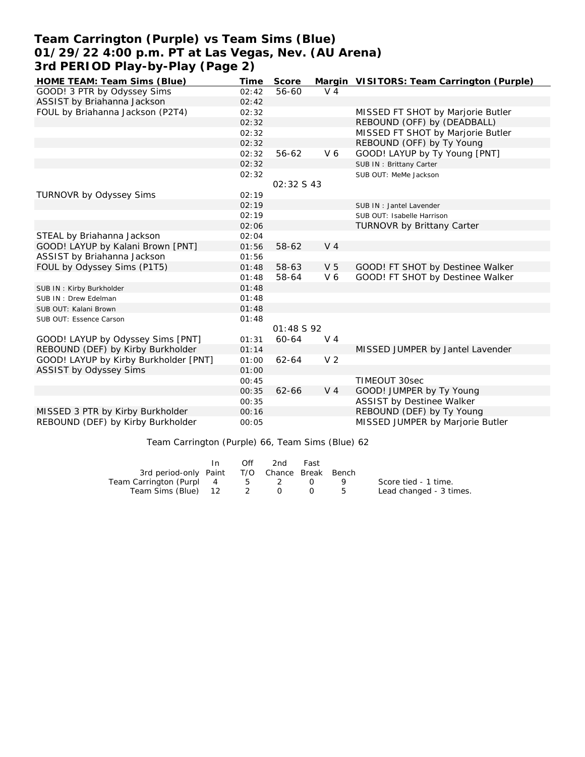# Team Carrington (Purple) vs Team Sims (Blue)
# 01/29/22 4:00 p.m. PT at Las Vegas, Nev. (AU Arena)
# 3rd PERIOD Play-by-Play (Page 2)

| HOME TEAM: Team Sims (Blue) | Time | Score | Margin | VISITORS: Team Carrington (Purple) |
|---|---|---|---|---|
| GOOD! 3 PTR by Odyssey Sims | 02:42 | 56-60 | V 4 | |
| ASSIST by Briahanna Jackson | 02:42 | | | |
| FOUL by Briahanna Jackson (P2T4) | 02:32 | | | MISSED FT SHOT by Marjorie Butler |
| | 02:32 | | | REBOUND (OFF) by (DEADBALL) |
| | 02:32 | | | MISSED FT SHOT by Marjorie Butler |
| | 02:32 | | | REBOUND (OFF) by Ty Young |
| | 02:32 | 56-62 | V 6 | GOOD! LAYUP by Ty Young [PNT] |
| | 02:32 | | | SUB IN : Brittany Carter |
| | 02:32 | | | SUB OUT: MeMe Jackson |
| | | 02:32 S 43 | | |
| TURNOVR by Odyssey Sims | 02:19 | | | |
| | 02:19 | | | SUB IN : Jantel Lavender |
| | 02:19 | | | SUB OUT: Isabelle Harrison |
| | 02:06 | | | TURNOVR by Brittany Carter |
| STEAL by Briahanna Jackson | 02:04 | | | |
| GOOD! LAYUP by Kalani Brown [PNT] | 01:56 | 58-62 | V 4 | |
| ASSIST by Briahanna Jackson | 01:56 | | | |
| FOUL by Odyssey Sims (P1T5) | 01:48 | 58-63 | V 5 | GOOD! FT SHOT by Destinee Walker |
| | 01:48 | 58-64 | V 6 | GOOD! FT SHOT by Destinee Walker |
| SUB IN : Kirby Burkholder | 01:48 | | | |
| SUB IN : Drew Edelman | 01:48 | | | |
| SUB OUT: Kalani Brown | 01:48 | | | |
| SUB OUT: Essence Carson | 01:48 | | | |
| | | 01:48 S 92 | | |
| GOOD! LAYUP by Odyssey Sims [PNT] | 01:31 | 60-64 | V 4 | |
| REBOUND (DEF) by Kirby Burkholder | 01:14 | | | MISSED JUMPER by Jantel Lavender |
| GOOD! LAYUP by Kirby Burkholder [PNT] | 01:00 | 62-64 | V 2 | |
| ASSIST by Odyssey Sims | 01:00 | | | |
| | 00:45 | | | TIMEOUT 30sec |
| | 00:35 | 62-66 | V 4 | GOOD! JUMPER by Ty Young |
| | 00:35 | | | ASSIST by Destinee Walker |
| MISSED 3 PTR by Kirby Burkholder | 00:16 | | | REBOUND (DEF) by Ty Young |
| REBOUND (DEF) by Kirby Burkholder | 00:05 | | | MISSED JUMPER by Marjorie Butler |

Team Carrington (Purple) 66, Team Sims (Blue) 62

| 3rd period-only | In Paint | Off T/O | 2nd Chance | Fast Break | Bench |
|---|---|---|---|---|---|
| Team Carrington (Purpl | 4 | 5 | 2 | 0 | 9 |
| Team Sims (Blue) | 12 | 2 | 0 | 0 | 5 |

Score tied - 1 time.
Lead changed - 3 times.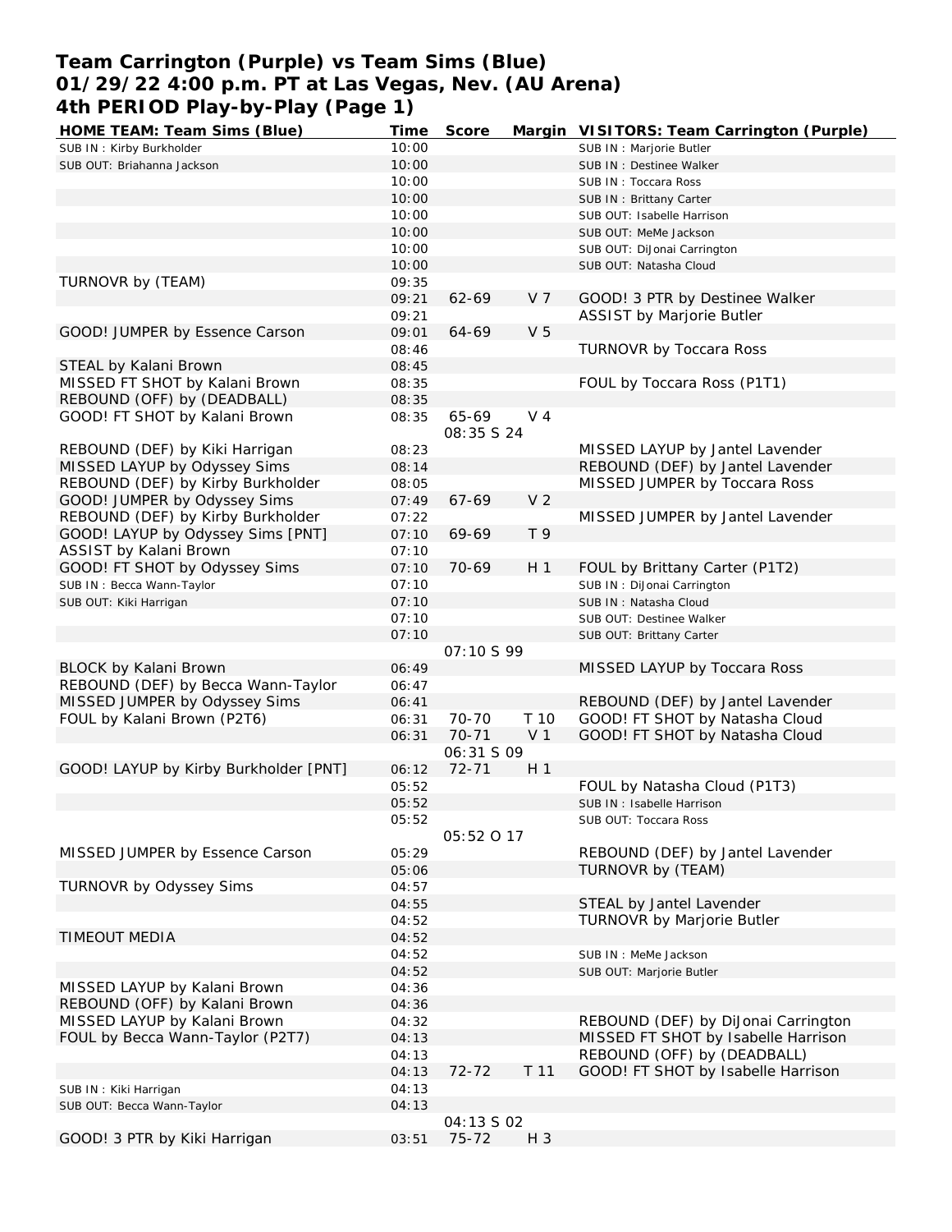# Team Carrington (Purple) vs Team Sims (Blue)
## 01/29/22 4:00 p.m. PT at Las Vegas, Nev. (AU Arena)
## 4th PERIOD Play-by-Play (Page 1)

| HOME TEAM: Team Sims (Blue) | Time | Score | Margin | VISITORS: Team Carrington (Purple) |
|---|---|---|---|---|
| SUB IN : Kirby Burkholder | 10:00 | | | SUB IN : Marjorie Butler |
| SUB OUT: Briahanna Jackson | 10:00 | | | SUB IN : Destinee Walker |
| | 10:00 | | | SUB IN : Toccara Ross |
| | 10:00 | | | SUB IN : Brittany Carter |
| | 10:00 | | | SUB OUT: Isabelle Harrison |
| | 10:00 | | | SUB OUT: MeMe Jackson |
| | 10:00 | | | SUB OUT: DiJonai Carrington |
| | 10:00 | | | SUB OUT: Natasha Cloud |
| TURNOVR by (TEAM) | 09:35 | | | |
| | 09:21 | 62-69 | V 7 | GOOD! 3 PTR by Destinee Walker |
| | 09:21 | | | ASSIST by Marjorie Butler |
| GOOD! JUMPER by Essence Carson | 09:01 | 64-69 | V 5 | |
| | 08:46 | | | TURNOVR by Toccara Ross |
| STEAL by Kalani Brown | 08:45 | | | |
| MISSED FT SHOT by Kalani Brown | 08:35 | | | FOUL by Toccara Ross (P1T1) |
| REBOUND (OFF) by (DEADBALL) | 08:35 | | | |
| GOOD! FT SHOT by Kalani Brown | 08:35 | 65-69 | V 4 | |
| | | 08:35 S 24 | | |
| REBOUND (DEF) by Kiki Harrigan | 08:23 | | | MISSED LAYUP by Jantel Lavender |
| MISSED LAYUP by Odyssey Sims | 08:14 | | | REBOUND (DEF) by Jantel Lavender |
| REBOUND (DEF) by Kirby Burkholder | 08:05 | | | MISSED JUMPER by Toccara Ross |
| GOOD! JUMPER by Odyssey Sims | 07:49 | 67-69 | V 2 | |
| REBOUND (DEF) by Kirby Burkholder | 07:22 | | | MISSED JUMPER by Jantel Lavender |
| GOOD! LAYUP by Odyssey Sims [PNT] | 07:10 | 69-69 | T 9 | |
| ASSIST by Kalani Brown | 07:10 | | | |
| GOOD! FT SHOT by Odyssey Sims | 07:10 | 70-69 | H 1 | FOUL by Brittany Carter (P1T2) |
| SUB IN : Becca Wann-Taylor | 07:10 | | | SUB IN : DiJonai Carrington |
| SUB OUT: Kiki Harrigan | 07:10 | | | SUB IN : Natasha Cloud |
| | 07:10 | | | SUB OUT: Destinee Walker |
| | 07:10 | | | SUB OUT: Brittany Carter |
| | | 07:10 S 99 | | |
| BLOCK by Kalani Brown | 06:49 | | | MISSED LAYUP by Toccara Ross |
| REBOUND (DEF) by Becca Wann-Taylor | 06:47 | | | |
| MISSED JUMPER by Odyssey Sims | 06:41 | | | REBOUND (DEF) by Jantel Lavender |
| FOUL by Kalani Brown (P2T6) | 06:31 | 70-70 | T 10 | GOOD! FT SHOT by Natasha Cloud |
| | 06:31 | 70-71 | V 1 | GOOD! FT SHOT by Natasha Cloud |
| | | 06:31 S 09 | | |
| GOOD! LAYUP by Kirby Burkholder [PNT] | 06:12 | 72-71 | H 1 | |
| | 05:52 | | | FOUL by Natasha Cloud (P1T3) |
| | 05:52 | | | SUB IN : Isabelle Harrison |
| | 05:52 | | | SUB OUT: Toccara Ross |
| | | 05:52 O 17 | | |
| MISSED JUMPER by Essence Carson | 05:29 | | | REBOUND (DEF) by Jantel Lavender |
| | 05:06 | | | TURNOVR by (TEAM) |
| TURNOVR by Odyssey Sims | 04:57 | | | |
| | 04:55 | | | STEAL by Jantel Lavender |
| | 04:52 | | | TURNOVR by Marjorie Butler |
| TIMEOUT MEDIA | 04:52 | | | |
| | 04:52 | | | SUB IN : MeMe Jackson |
| | 04:52 | | | SUB OUT: Marjorie Butler |
| MISSED LAYUP by Kalani Brown | 04:36 | | | |
| REBOUND (OFF) by Kalani Brown | 04:36 | | | |
| MISSED LAYUP by Kalani Brown | 04:32 | | | REBOUND (DEF) by DiJonai Carrington |
| FOUL by Becca Wann-Taylor (P2T7) | 04:13 | | | MISSED FT SHOT by Isabelle Harrison |
| | 04:13 | | | REBOUND (OFF) by (DEADBALL) |
| | 04:13 | 72-72 | T 11 | GOOD! FT SHOT by Isabelle Harrison |
| SUB IN : Kiki Harrigan | 04:13 | | | |
| SUB OUT: Becca Wann-Taylor | 04:13 | | | |
| | | 04:13 S 02 | | |
| GOOD! 3 PTR by Kiki Harrigan | 03:51 | 75-72 | H 3 | |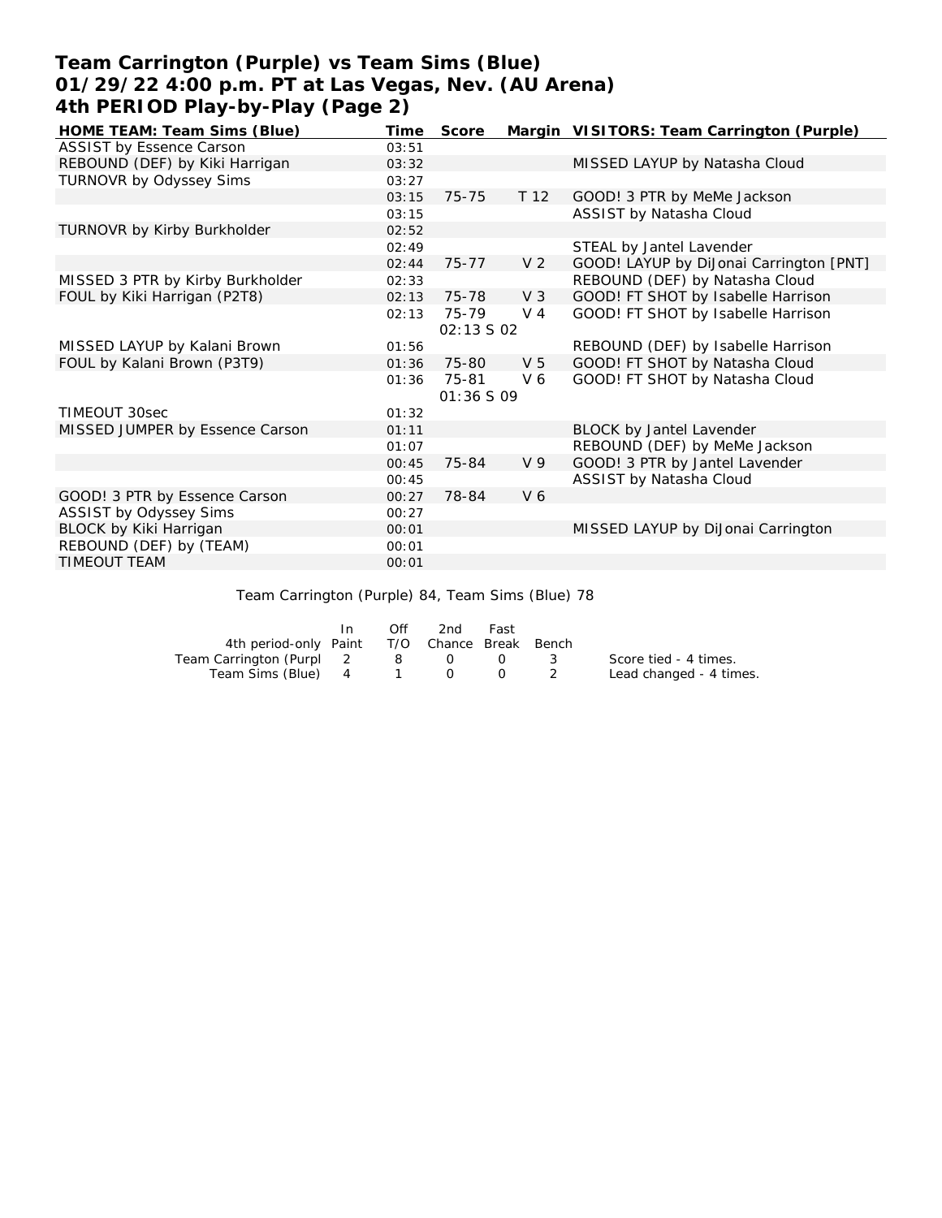# Team Carrington (Purple) vs Team Sims (Blue)
## 01/29/22 4:00 p.m. PT at Las Vegas, Nev. (AU Arena)
## 4th PERIOD Play-by-Play (Page 2)

| HOME TEAM: Team Sims (Blue) | Time | Score | Margin | VISITORS: Team Carrington (Purple) |
|---|---|---|---|---|
| ASSIST by Essence Carson | 03:51 | | | |
| REBOUND (DEF) by Kiki Harrigan | 03:32 | | | MISSED LAYUP by Natasha Cloud |
| TURNOVR by Odyssey Sims | 03:27 | | | |
| | 03:15 | 75-75 | T 12 | GOOD! 3 PTR by MeMe Jackson |
| | 03:15 | | | ASSIST by Natasha Cloud |
| TURNOVR by Kirby Burkholder | 02:52 | | | |
| | 02:49 | | | STEAL by Jantel Lavender |
| | 02:44 | 75-77 | V 2 | GOOD! LAYUP by DiJonai Carrington [PNT] |
| MISSED 3 PTR by Kirby Burkholder | 02:33 | | | REBOUND (DEF) by Natasha Cloud |
| FOUL by Kiki Harrigan (P2T8) | 02:13 | 75-78 | V 3 | GOOD! FT SHOT by Isabelle Harrison |
| | 02:13 | 75-79 02:13 S 02 | V 4 | GOOD! FT SHOT by Isabelle Harrison |
| MISSED LAYUP by Kalani Brown | 01:56 | | | REBOUND (DEF) by Isabelle Harrison |
| FOUL by Kalani Brown (P3T9) | 01:36 | 75-80 | V 5 | GOOD! FT SHOT by Natasha Cloud |
| | 01:36 | 75-81 01:36 S 09 | V 6 | GOOD! FT SHOT by Natasha Cloud |
| TIMEOUT 30sec | 01:32 | | | |
| MISSED JUMPER by Essence Carson | 01:11 | | | BLOCK by Jantel Lavender |
| | 01:07 | | | REBOUND (DEF) by MeMe Jackson |
| | 00:45 | 75-84 | V 9 | GOOD! 3 PTR by Jantel Lavender |
| | 00:45 | | | ASSIST by Natasha Cloud |
| GOOD! 3 PTR by Essence Carson | 00:27 | 78-84 | V 6 | |
| ASSIST by Odyssey Sims | 00:27 | | | |
| BLOCK by Kiki Harrigan | 00:01 | | | MISSED LAYUP by DiJonai Carrington |
| REBOUND (DEF) by (TEAM) | 00:01 | | | |
| TIMEOUT TEAM | 00:01 | | | |

Team Carrington (Purple) 84, Team Sims (Blue) 78

| 4th period-only | In Paint | Off T/O | 2nd Chance | Fast Break | Bench |
|---|---|---|---|---|---|
| Team Carrington (Purpl | 2 | 8 | 0 | 0 | 3 |
| Team Sims (Blue) | 4 | 1 | 0 | 0 | 2 |

Score tied - 4 times.
Lead changed - 4 times.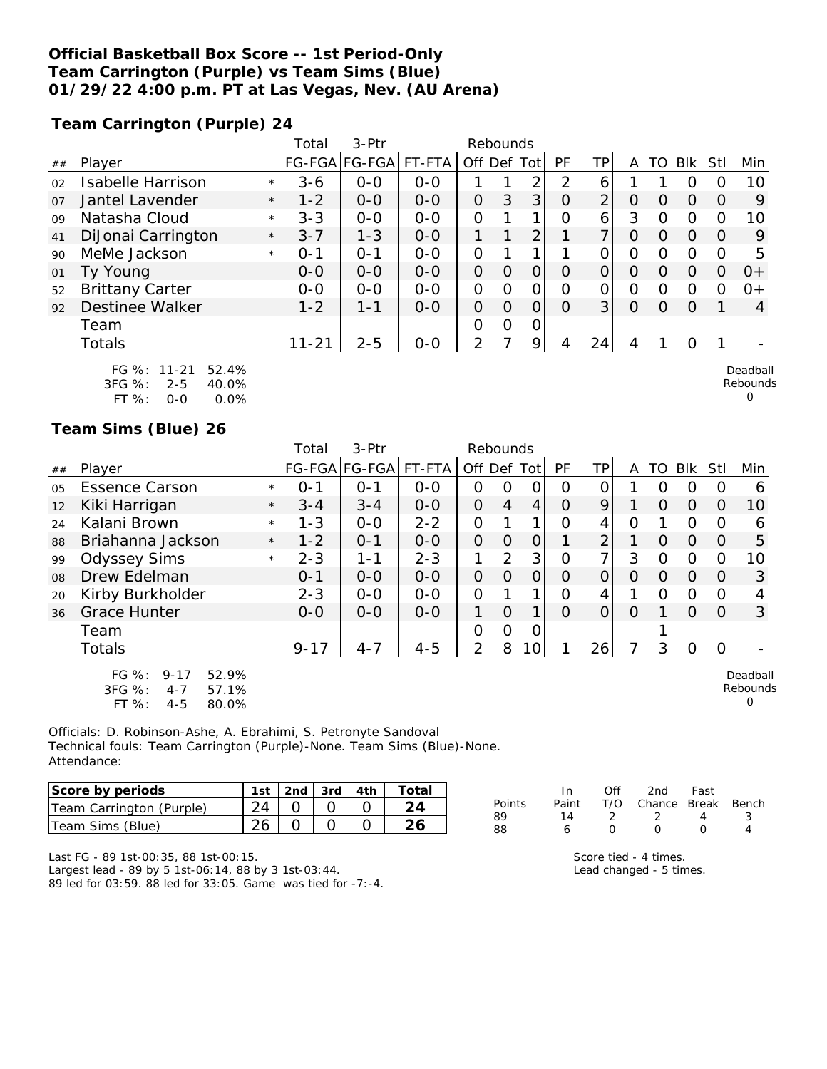**Official Basketball Box Score -- 1st Period-Only**
**Team Carrington (Purple) vs Team Sims (Blue)**
**01/29/22 4:00 p.m. PT at Las Vegas, Nev. (AU Arena)**

**Team Carrington (Purple) 24**

| ## | Player | | Total FG-FGA | 3-Ptr FG-FGA | FT-FTA | Rebounds Off | Def | Tot | PF | TP | A | TO | Blk | Stl | Min |
|---|---|---|---|---|---|---|---|---|---|---|---|---|---|---|---|
| 02 | Isabelle Harrison | * | 3-6 | 0-0 | 0-0 | 1 | 1 | 2 | 2 | 6 | 1 | 1 | 0 | 0 | 10 |
| 07 | Jantel Lavender | * | 1-2 | 0-0 | 0-0 | 0 | 3 | 3 | 0 | 2 | 0 | 0 | 0 | 0 | 9 |
| 09 | Natasha Cloud | * | 3-3 | 0-0 | 0-0 | 0 | 1 | 1 | 0 | 6 | 3 | 0 | 0 | 0 | 10 |
| 41 | DiJonai Carrington | * | 3-7 | 1-3 | 0-0 | 1 | 1 | 2 | 1 | 7 | 0 | 0 | 0 | 0 | 9 |
| 90 | MeMe Jackson | * | 0-1 | 0-1 | 0-0 | 0 | 1 | 1 | 1 | 0 | 0 | 0 | 0 | 0 | 5 |
| 01 | Ty Young | | 0-0 | 0-0 | 0-0 | 0 | 0 | 0 | 0 | 0 | 0 | 0 | 0 | 0 | 0+ |
| 52 | Brittany Carter | | 0-0 | 0-0 | 0-0 | 0 | 0 | 0 | 0 | 0 | 0 | 0 | 0 | 0 | 0+ |
| 92 | Destinee Walker | | 1-2 | 1-1 | 0-0 | 0 | 0 | 0 | 0 | 3 | 0 | 0 | 0 | 1 | 4 |
| | Team | | | | | 0 | 0 | 0 | | | | | | | |
| | Totals | | 11-21 | 2-5 | 0-0 | 2 | 7 | 9 | 4 | 24 | 4 | 1 | 0 | 1 | - |

FG %: 11-21 52.4%
3FG %: 2-5 40.0%
FT %: 0-0 0.0%

Deadball Rebounds 0

**Team Sims (Blue) 26**

| ## | Player | | Total FG-FGA | 3-Ptr FG-FGA | FT-FTA | Rebounds Off | Def | Tot | PF | TP | A | TO | Blk | Stl | Min |
|---|---|---|---|---|---|---|---|---|---|---|---|---|---|---|---|
| 05 | Essence Carson | * | 0-1 | 0-1 | 0-0 | 0 | 0 | 0 | 0 | 0 | 1 | 0 | 0 | 0 | 6 |
| 12 | Kiki Harrigan | * | 3-4 | 3-4 | 0-0 | 0 | 4 | 4 | 0 | 9 | 1 | 0 | 0 | 0 | 10 |
| 24 | Kalani Brown | * | 1-3 | 0-0 | 2-2 | 0 | 1 | 1 | 0 | 4 | 0 | 1 | 0 | 0 | 6 |
| 88 | Briahanna Jackson | * | 1-2 | 0-1 | 0-0 | 0 | 0 | 0 | 1 | 2 | 1 | 0 | 0 | 0 | 5 |
| 99 | Odyssey Sims | * | 2-3 | 1-1 | 2-3 | 1 | 2 | 3 | 0 | 7 | 3 | 0 | 0 | 0 | 10 |
| 08 | Drew Edelman | | 0-1 | 0-0 | 0-0 | 0 | 0 | 0 | 0 | 0 | 0 | 0 | 0 | 0 | 3 |
| 20 | Kirby Burkholder | | 2-3 | 0-0 | 0-0 | 0 | 1 | 1 | 0 | 4 | 1 | 0 | 0 | 0 | 4 |
| 36 | Grace Hunter | | 0-0 | 0-0 | 0-0 | 1 | 0 | 1 | 0 | 0 | 0 | 1 | 0 | 0 | 3 |
| | Team | | | | | 0 | 0 | 0 | | | | 1 | | | |
| | Totals | | 9-17 | 4-7 | 4-5 | 2 | 8 | 10 | 1 | 26 | 7 | 3 | 0 | 0 | - |

FG %: 9-17 52.9%
3FG %: 4-7 57.1%
FT %: 4-5 80.0%

Deadball Rebounds 0

Officials: D. Robinson-Ashe, A. Ebrahimi, S. Petronyte Sandoval
Technical fouls: Team Carrington (Purple)-None. Team Sims (Blue)-None.
Attendance:

| Score by periods | 1st | 2nd | 3rd | 4th | Total |
|---|---|---|---|---|---|
| Team Carrington (Purple) | 24 | 0 | 0 | 0 | 24 |
| Team Sims (Blue) | 26 | 0 | 0 | 0 | 26 |

| Points | In Paint | Off T/O | 2nd Chance | Fast Break | Bench |
|---|---|---|---|---|---|
| 89 | 14 | 2 | 2 | 4 | 3 |
| 88 | 6 | 0 | 0 | 0 | 4 |

Last FG - 89 1st-00:35, 88 1st-00:15.
Largest lead - 89 by 5 1st-06:14, 88 by 3 1st-03:44.
89 led for 03:59. 88 led for 33:05. Game was tied for -7:-4.

Score tied - 4 times.
Lead changed - 5 times.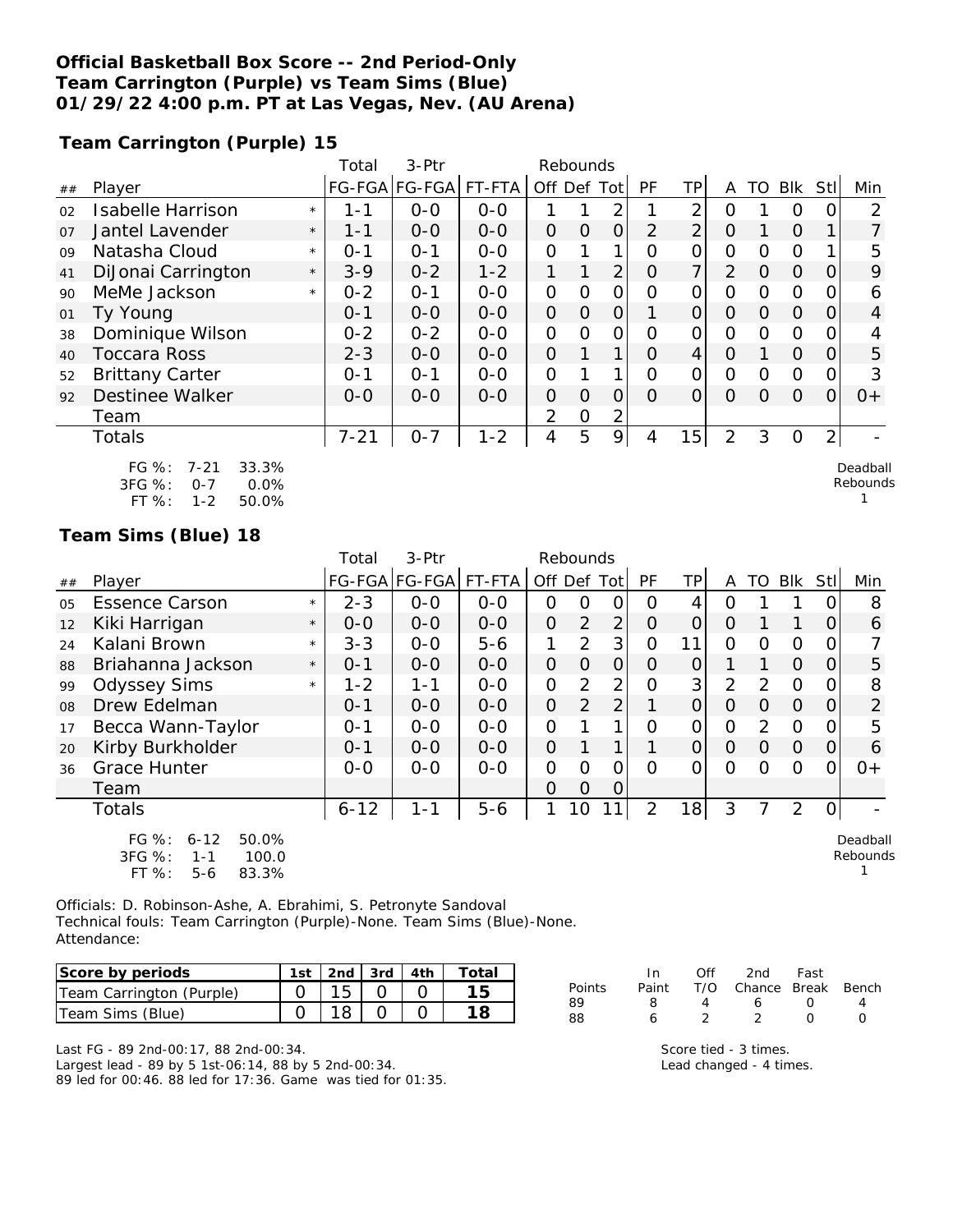# Official Basketball Box Score -- 2nd Period-Only
## Team Carrington (Purple) vs Team Sims (Blue)
## 01/29/22 4:00 p.m. PT at Las Vegas, Nev. (AU Arena)

### Team Carrington (Purple) 15

| ## | Player | | Total FG-FGA | 3-Ptr FG-FGA | FT-FTA | Rebounds Off | Def | Tot | PF | TP | A | TO | Blk | Stl | Min |
|---|---|---|---|---|---|---|---|---|---|---|---|---|---|---|---|
| 02 | Isabelle Harrison | * | 1-1 | 0-0 | 0-0 | 1 | 1 | 2 | 1 | 2 | 0 | 1 | 0 | 0 | 2 |
| 07 | Jantel Lavender | * | 1-1 | 0-0 | 0-0 | 0 | 0 | 0 | 2 | 2 | 0 | 1 | 0 | 1 | 7 |
| 09 | Natasha Cloud | * | 0-1 | 0-1 | 0-0 | 0 | 1 | 1 | 0 | 0 | 0 | 0 | 0 | 1 | 5 |
| 41 | DiJonai Carrington | * | 3-9 | 0-2 | 1-2 | 1 | 1 | 2 | 0 | 7 | 2 | 0 | 0 | 0 | 9 |
| 90 | MeMe Jackson | * | 0-2 | 0-1 | 0-0 | 0 | 0 | 0 | 0 | 0 | 0 | 0 | 0 | 0 | 6 |
| 01 | Ty Young | | 0-1 | 0-0 | 0-0 | 0 | 0 | 0 | 1 | 0 | 0 | 0 | 0 | 0 | 4 |
| 38 | Dominique Wilson | | 0-2 | 0-2 | 0-0 | 0 | 0 | 0 | 0 | 0 | 0 | 0 | 0 | 0 | 4 |
| 40 | Toccara Ross | | 2-3 | 0-0 | 0-0 | 0 | 1 | 1 | 0 | 4 | 0 | 1 | 0 | 0 | 5 |
| 52 | Brittany Carter | | 0-1 | 0-1 | 0-0 | 0 | 1 | 1 | 0 | 0 | 0 | 0 | 0 | 0 | 3 |
| 92 | Destinee Walker | | 0-0 | 0-0 | 0-0 | 0 | 0 | 0 | 0 | 0 | 0 | 0 | 0 | 0 | 0+ |
| | Team | | | | | 2 | 0 | 2 | | | | | | | |
| | Totals | | 7-21 | 0-7 | 1-2 | 4 | 5 | 9 | 4 | 15 | 2 | 3 | 0 | 2 | - |

FG %: 7-21 33.3%
3FG %: 0-7 0.0%
FT %: 1-2 50.0%

Deadball Rebounds 1

### Team Sims (Blue) 18

| ## | Player | | Total FG-FGA | 3-Ptr FG-FGA | FT-FTA | Rebounds Off | Def | Tot | PF | TP | A | TO | Blk | Stl | Min |
|---|---|---|---|---|---|---|---|---|---|---|---|---|---|---|---|
| 05 | Essence Carson | * | 2-3 | 0-0 | 0-0 | 0 | 0 | 0 | 0 | 4 | 0 | 1 | 1 | 0 | 8 |
| 12 | Kiki Harrigan | * | 0-0 | 0-0 | 0-0 | 0 | 2 | 2 | 0 | 0 | 0 | 1 | 1 | 0 | 6 |
| 24 | Kalani Brown | * | 3-3 | 0-0 | 5-6 | 1 | 2 | 3 | 0 | 11 | 0 | 0 | 0 | 0 | 7 |
| 88 | Briahanna Jackson | * | 0-1 | 0-0 | 0-0 | 0 | 0 | 0 | 0 | 0 | 1 | 1 | 0 | 0 | 5 |
| 99 | Odyssey Sims | * | 1-2 | 1-1 | 0-0 | 0 | 2 | 2 | 0 | 3 | 2 | 2 | 0 | 0 | 8 |
| 08 | Drew Edelman | | 0-1 | 0-0 | 0-0 | 0 | 2 | 2 | 1 | 0 | 0 | 0 | 0 | 0 | 2 |
| 17 | Becca Wann-Taylor | | 0-1 | 0-0 | 0-0 | 0 | 1 | 1 | 0 | 0 | 0 | 2 | 0 | 0 | 5 |
| 20 | Kirby Burkholder | | 0-1 | 0-0 | 0-0 | 0 | 1 | 1 | 1 | 0 | 0 | 0 | 0 | 0 | 6 |
| 36 | Grace Hunter | | 0-0 | 0-0 | 0-0 | 0 | 0 | 0 | 0 | 0 | 0 | 0 | 0 | 0 | 0+ |
| | Team | | | | | 0 | 0 | 0 | | | | | | | |
| | Totals | | 6-12 | 1-1 | 5-6 | 1 | 10 | 11 | 2 | 18 | 3 | 7 | 2 | 0 | - |

FG %: 6-12 50.0%
3FG %: 1-1 100.0
FT %: 5-6 83.3%

Deadball Rebounds 1

Officials: D. Robinson-Ashe, A. Ebrahimi, S. Petronyte Sandoval
Technical fouls: Team Carrington (Purple)-None. Team Sims (Blue)-None.
Attendance:

| Score by periods | 1st | 2nd | 3rd | 4th | Total |
|---|---|---|---|---|---|
| Team Carrington (Purple) | 0 | 15 | 0 | 0 | 15 |
| Team Sims (Blue) | 0 | 18 | 0 | 0 | 18 |

| Points | In Paint | Off T/O | 2nd Chance | Fast Break | Bench |
|---|---|---|---|---|---|
| 89 | 8 | 4 | 6 | 0 | 4 |
| 88 | 6 | 2 | 2 | 0 | 0 |

Last FG - 89 2nd-00:17, 88 2nd-00:34.
Largest lead - 89 by 5 1st-06:14, 88 by 5 2nd-00:34.
89 led for 00:46. 88 led for 17:36. Game was tied for 01:35.

Score tied - 3 times.
Lead changed - 4 times.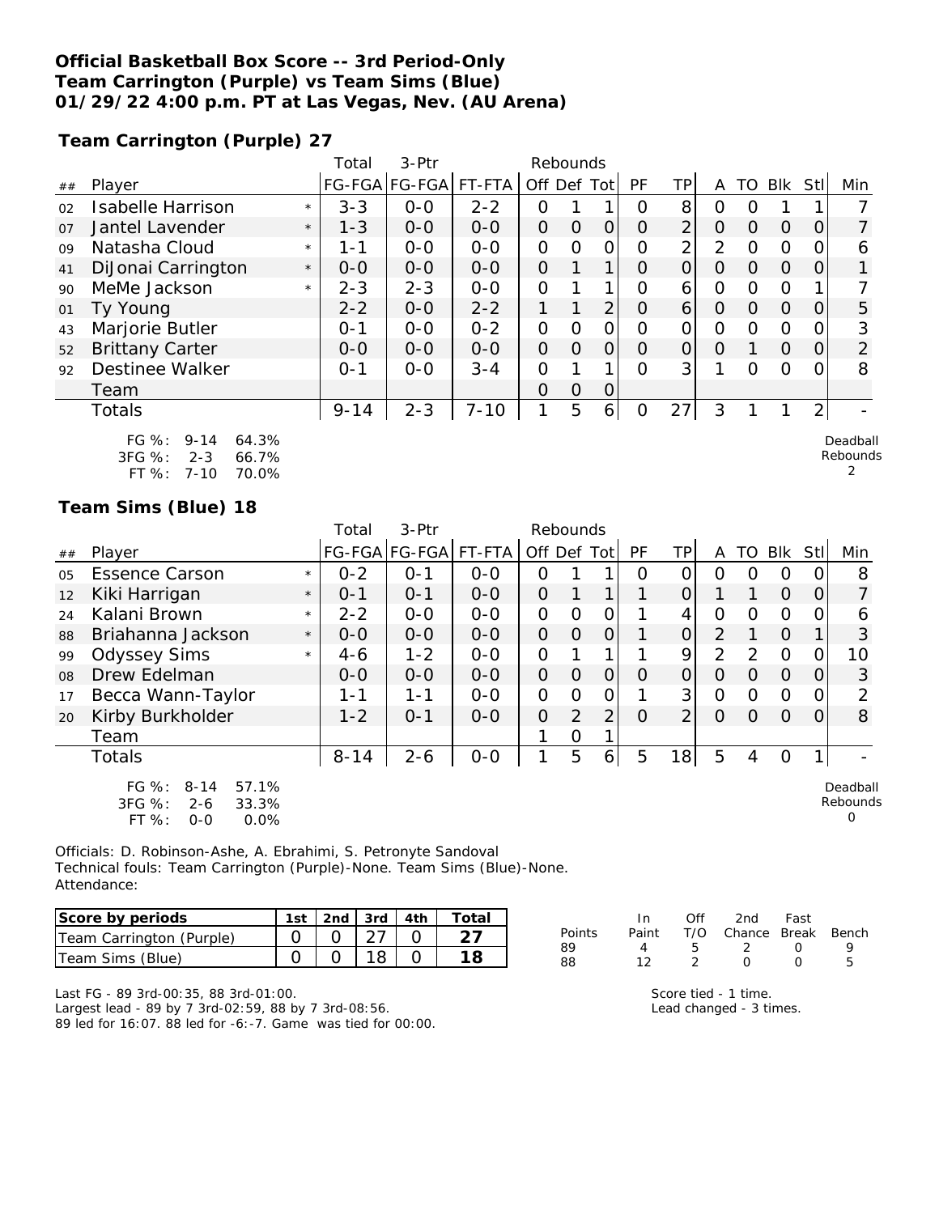**Official Basketball Box Score -- 3rd Period-Only**
**Team Carrington (Purple) vs Team Sims (Blue)**
**01/29/22 4:00 p.m. PT at Las Vegas, Nev. (AU Arena)**

**Team Carrington (Purple) 27**

| ## | Player | | Total FG-FGA | 3-Ptr FG-FGA | FT-FTA | Rebounds Off | Def | Tot | PF | TP | A | TO | Blk | Stl | Min |
|---|---|---|---|---|---|---|---|---|---|---|---|---|---|---|---|
| 02 | Isabelle Harrison | * | 3-3 | 0-0 | 2-2 | 0 | 1 | 1 | 0 | 8 | 0 | 0 | 1 | 1 | 7 |
| 07 | Jantel Lavender | * | 1-3 | 0-0 | 0-0 | 0 | 0 | 0 | 0 | 2 | 0 | 0 | 0 | 0 | 7 |
| 09 | Natasha Cloud | * | 1-1 | 0-0 | 0-0 | 0 | 0 | 0 | 0 | 2 | 2 | 0 | 0 | 0 | 6 |
| 41 | DiJonai Carrington | * | 0-0 | 0-0 | 0-0 | 0 | 1 | 1 | 0 | 0 | 0 | 0 | 0 | 0 | 1 |
| 90 | MeMe Jackson | * | 2-3 | 2-3 | 0-0 | 0 | 1 | 1 | 0 | 6 | 0 | 0 | 0 | 1 | 7 |
| 01 | Ty Young | | 2-2 | 0-0 | 2-2 | 1 | 1 | 2 | 0 | 6 | 0 | 0 | 0 | 0 | 5 |
| 43 | Marjorie Butler | | 0-1 | 0-0 | 0-2 | 0 | 0 | 0 | 0 | 0 | 0 | 0 | 0 | 0 | 3 |
| 52 | Brittany Carter | | 0-0 | 0-0 | 0-0 | 0 | 0 | 0 | 0 | 0 | 0 | 1 | 0 | 0 | 2 |
| 92 | Destinee Walker | | 0-1 | 0-0 | 3-4 | 0 | 1 | 1 | 0 | 3 | 1 | 0 | 0 | 0 | 8 |
| | Team | | | | | 0 | 0 | 0 | | | | | | | |
| | Totals | | 9-14 | 2-3 | 7-10 | 1 | 5 | 6 | 0 | 27 | 3 | 1 | 1 | 2 | - |

FG %: 9-14 64.3%
3FG %: 2-3 66.7%
FT %: 7-10 70.0%

Deadball Rebounds 2

**Team Sims (Blue) 18**

| ## | Player | | Total FG-FGA | 3-Ptr FG-FGA | FT-FTA | Rebounds Off | Def | Tot | PF | TP | A | TO | Blk | Stl | Min |
|---|---|---|---|---|---|---|---|---|---|---|---|---|---|---|---|
| 05 | Essence Carson | * | 0-2 | 0-1 | 0-0 | 0 | 1 | 1 | 0 | 0 | 0 | 0 | 0 | 0 | 8 |
| 12 | Kiki Harrigan | * | 0-1 | 0-1 | 0-0 | 0 | 1 | 1 | 1 | 0 | 1 | 1 | 0 | 0 | 7 |
| 24 | Kalani Brown | * | 2-2 | 0-0 | 0-0 | 0 | 0 | 0 | 1 | 4 | 0 | 0 | 0 | 0 | 6 |
| 88 | Briahanna Jackson | * | 0-0 | 0-0 | 0-0 | 0 | 0 | 0 | 1 | 0 | 2 | 1 | 0 | 1 | 3 |
| 99 | Odyssey Sims | * | 4-6 | 1-2 | 0-0 | 0 | 1 | 1 | 1 | 9 | 2 | 2 | 0 | 0 | 10 |
| 08 | Drew Edelman | | 0-0 | 0-0 | 0-0 | 0 | 0 | 0 | 0 | 0 | 0 | 0 | 0 | 0 | 3 |
| 17 | Becca Wann-Taylor | | 1-1 | 1-1 | 0-0 | 0 | 0 | 0 | 1 | 3 | 0 | 0 | 0 | 0 | 2 |
| 20 | Kirby Burkholder | | 1-2 | 0-1 | 0-0 | 0 | 2 | 2 | 0 | 2 | 0 | 0 | 0 | 0 | 8 |
| | Team | | | | | 1 | 0 | 1 | | | | | | | |
| | Totals | | 8-14 | 2-6 | 0-0 | 1 | 5 | 6 | 5 | 18 | 5 | 4 | 0 | 1 | - |

FG %: 8-14 57.1%
3FG %: 2-6 33.3%
FT %: 0-0 0.0%

Deadball Rebounds 0

Officials: D. Robinson-Ashe, A. Ebrahimi, S. Petronyte Sandoval
Technical fouls: Team Carrington (Purple)-None. Team Sims (Blue)-None.
Attendance:

| Score by periods | 1st | 2nd | 3rd | 4th | Total |
|---|---|---|---|---|---|
| Team Carrington (Purple) | 0 | 0 | 27 | 0 | 27 |
| Team Sims (Blue) | 0 | 0 | 18 | 0 | 18 |

| Points | In Paint | Off T/O | 2nd Chance | Fast Break | Bench |
|---|---|---|---|---|---|
| 89 | 4 | 5 | 2 | 0 | 9 |
| 88 | 12 | 2 | 0 | 0 | 5 |

Last FG - 89 3rd-00:35, 88 3rd-01:00.
Largest lead - 89 by 7 3rd-02:59, 88 by 7 3rd-08:56.
89 led for 16:07. 88 led for -6:-7. Game was tied for 00:00.

Score tied - 1 time.
Lead changed - 3 times.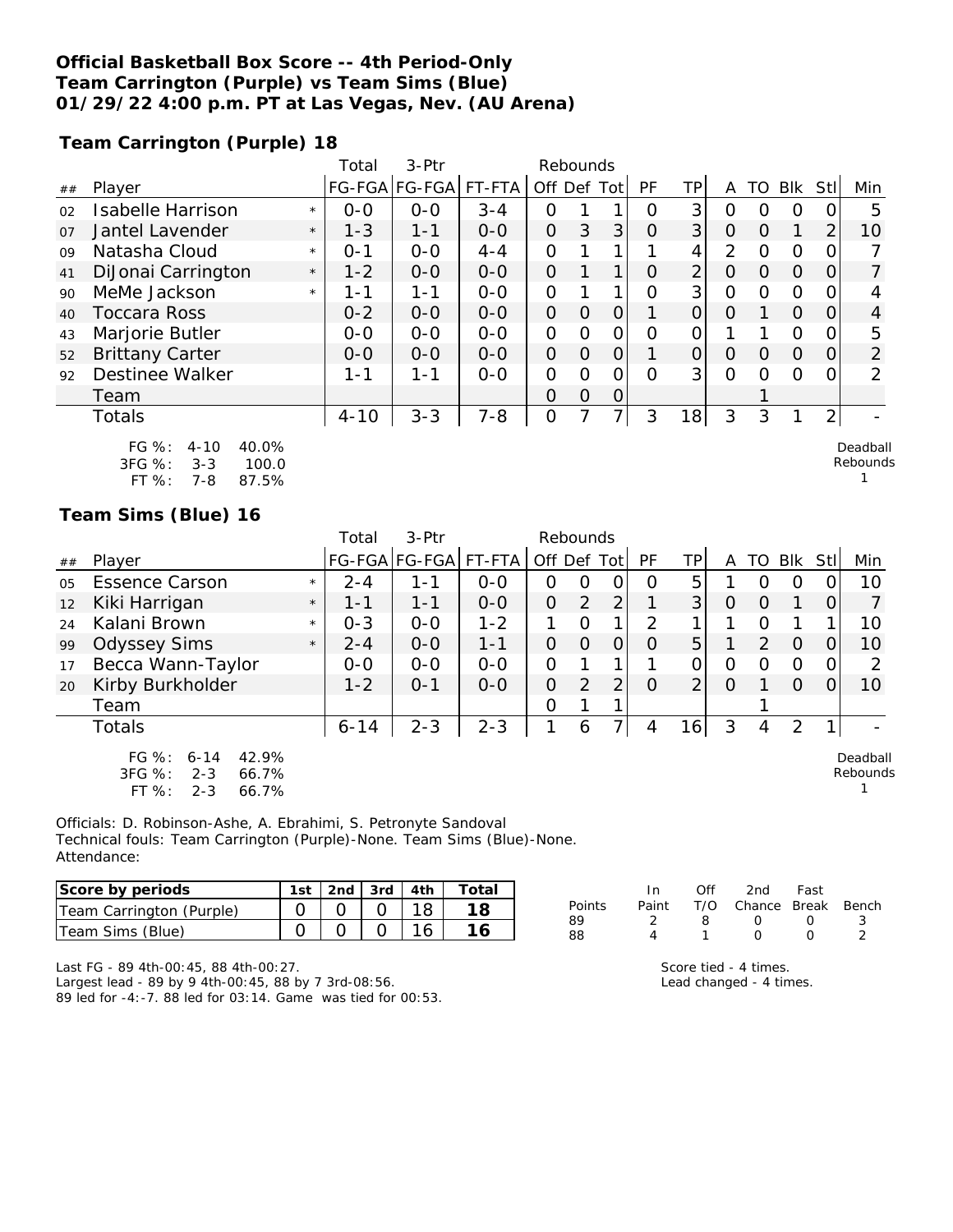**Official Basketball Box Score -- 4th Period-Only**
**Team Carrington (Purple) vs Team Sims (Blue)**
**01/29/22 4:00 p.m. PT at Las Vegas, Nev. (AU Arena)**

**Team Carrington (Purple) 18**

| ## | Player | | Total FG-FGA | 3-Ptr FG-FGA | FT-FTA | Rebounds Off | Def | Tot | PF | TP | A | TO | Blk | Stl | Min |
|---|---|---|---|---|---|---|---|---|---|---|---|---|---|---|---|
| 02 | Isabelle Harrison | * | 0-0 | 0-0 | 3-4 | 0 | 1 | 1 | 0 | 3 | 0 | 0 | 0 | 0 | 5 |
| 07 | Jantel Lavender | * | 1-3 | 1-1 | 0-0 | 0 | 3 | 3 | 0 | 3 | 0 | 0 | 1 | 2 | 10 |
| 09 | Natasha Cloud | * | 0-1 | 0-0 | 4-4 | 0 | 1 | 1 | 1 | 4 | 2 | 0 | 0 | 0 | 7 |
| 41 | DiJonai Carrington | * | 1-2 | 0-0 | 0-0 | 0 | 1 | 1 | 0 | 2 | 0 | 0 | 0 | 0 | 7 |
| 90 | MeMe Jackson | * | 1-1 | 1-1 | 0-0 | 0 | 1 | 1 | 0 | 3 | 0 | 0 | 0 | 0 | 4 |
| 40 | Toccara Ross | | 0-2 | 0-0 | 0-0 | 0 | 0 | 0 | 1 | 0 | 0 | 1 | 0 | 0 | 4 |
| 43 | Marjorie Butler | | 0-0 | 0-0 | 0-0 | 0 | 0 | 0 | 0 | 0 | 1 | 1 | 0 | 0 | 5 |
| 52 | Brittany Carter | | 0-0 | 0-0 | 0-0 | 0 | 0 | 0 | 1 | 0 | 0 | 0 | 0 | 0 | 2 |
| 92 | Destinee Walker | | 1-1 | 1-1 | 0-0 | 0 | 0 | 0 | 0 | 3 | 0 | 0 | 0 | 0 | 2 |
| | Team | | | | | 0 | 0 | 0 | | | | 1 | | | |
| | Totals | | 4-10 | 3-3 | 7-8 | 0 | 7 | 7 | 3 | 18 | 3 | 3 | 1 | 2 | - |

FG %: 4-10 40.0%
3FG %: 3-3 100.0
FT %: 7-8 87.5%

Deadball Rebounds 1

**Team Sims (Blue) 16**

| ## | Player | | Total FG-FGA | 3-Ptr FG-FGA | FT-FTA | Rebounds Off | Def | Tot | PF | TP | A | TO | Blk | Stl | Min |
|---|---|---|---|---|---|---|---|---|---|---|---|---|---|---|---|
| 05 | Essence Carson | * | 2-4 | 1-1 | 0-0 | 0 | 0 | 0 | 0 | 5 | 1 | 0 | 0 | 0 | 10 |
| 12 | Kiki Harrigan | * | 1-1 | 1-1 | 0-0 | 0 | 2 | 2 | 1 | 3 | 0 | 0 | 1 | 0 | 7 |
| 24 | Kalani Brown | * | 0-3 | 0-0 | 1-2 | 1 | 0 | 1 | 2 | 1 | 1 | 0 | 1 | 1 | 10 |
| 99 | Odyssey Sims | * | 2-4 | 0-0 | 1-1 | 0 | 0 | 0 | 0 | 5 | 1 | 2 | 0 | 0 | 10 |
| 17 | Becca Wann-Taylor | | 0-0 | 0-0 | 0-0 | 0 | 1 | 1 | 1 | 0 | 0 | 0 | 0 | 0 | 2 |
| 20 | Kirby Burkholder | | 1-2 | 0-1 | 0-0 | 0 | 2 | 2 | 0 | 2 | 0 | 1 | 0 | 0 | 10 |
| | Team | | | | | 0 | 1 | 1 | | | | 1 | | | |
| | Totals | | 6-14 | 2-3 | 2-3 | 1 | 6 | 7 | 4 | 16 | 3 | 4 | 2 | 1 | - |

FG %: 6-14 42.9%
3FG %: 2-3 66.7%
FT %: 2-3 66.7%

Deadball Rebounds 1

Officials: D. Robinson-Ashe, A. Ebrahimi, S. Petronyte Sandoval
Technical fouls: Team Carrington (Purple)-None. Team Sims (Blue)-None.
Attendance:

| Score by periods | 1st | 2nd | 3rd | 4th | Total |
|---|---|---|---|---|---|
| Team Carrington (Purple) | 0 | 0 | 0 | 18 | **18** |
| Team Sims (Blue) | 0 | 0 | 0 | 16 | **16** |

| Points | In Paint | Off T/O | 2nd Chance | Fast Break | Bench |
|---|---|---|---|---|---|
| 89 | 2 | 8 | 0 | 0 | 3 |
| 88 | 4 | 1 | 0 | 0 | 2 |

Last FG - 89 4th-00:45, 88 4th-00:27.
Largest lead - 89 by 9 4th-00:45, 88 by 7 3rd-08:56.
89 led for -4:-7. 88 led for 03:14. Game was tied for 00:53.

Score tied - 4 times.
Lead changed - 4 times.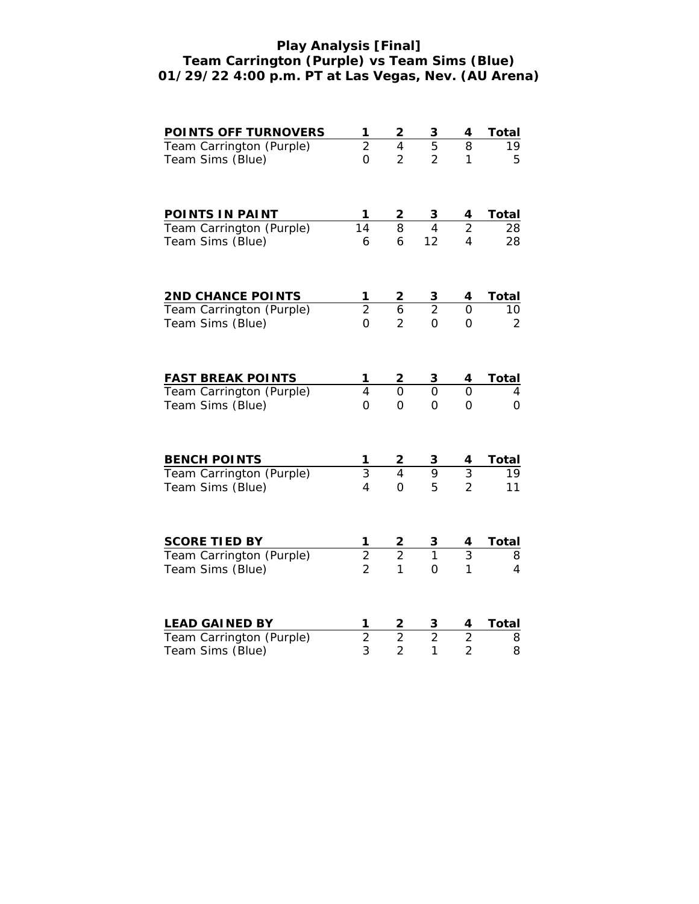**Play Analysis [Final]**
**Team Carrington (Purple) vs Team Sims (Blue)**
**01/29/22 4:00 p.m. PT at Las Vegas, Nev. (AU Arena)**

| POINTS OFF TURNOVERS | 1 | 2 | 3 | 4 | Total |
|---|---|---|---|---|---|
| Team Carrington (Purple) | 2 | 4 | 5 | 8 | 19 |
| Team Sims (Blue) | 0 | 2 | 2 | 1 | 5 |

| POINTS IN PAINT | 1 | 2 | 3 | 4 | Total |
|---|---|---|---|---|---|
| Team Carrington (Purple) | 14 | 8 | 4 | 2 | 28 |
| Team Sims (Blue) | 6 | 6 | 12 | 4 | 28 |

| 2ND CHANCE POINTS | 1 | 2 | 3 | 4 | Total |
|---|---|---|---|---|---|
| Team Carrington (Purple) | 2 | 6 | 2 | 0 | 10 |
| Team Sims (Blue) | 0 | 2 | 0 | 0 | 2 |

| FAST BREAK POINTS | 1 | 2 | 3 | 4 | Total |
|---|---|---|---|---|---|
| Team Carrington (Purple) | 4 | 0 | 0 | 0 | 4 |
| Team Sims (Blue) | 0 | 0 | 0 | 0 | 0 |

| BENCH POINTS | 1 | 2 | 3 | 4 | Total |
|---|---|---|---|---|---|
| Team Carrington (Purple) | 3 | 4 | 9 | 3 | 19 |
| Team Sims (Blue) | 4 | 0 | 5 | 2 | 11 |

| SCORE TIED BY | 1 | 2 | 3 | 4 | Total |
|---|---|---|---|---|---|
| Team Carrington (Purple) | 2 | 2 | 1 | 3 | 8 |
| Team Sims (Blue) | 2 | 1 | 0 | 1 | 4 |

| LEAD GAINED BY | 1 | 2 | 3 | 4 | Total |
|---|---|---|---|---|---|
| Team Carrington (Purple) | 2 | 2 | 2 | 2 | 8 |
| Team Sims (Blue) | 3 | 2 | 1 | 2 | 8 |